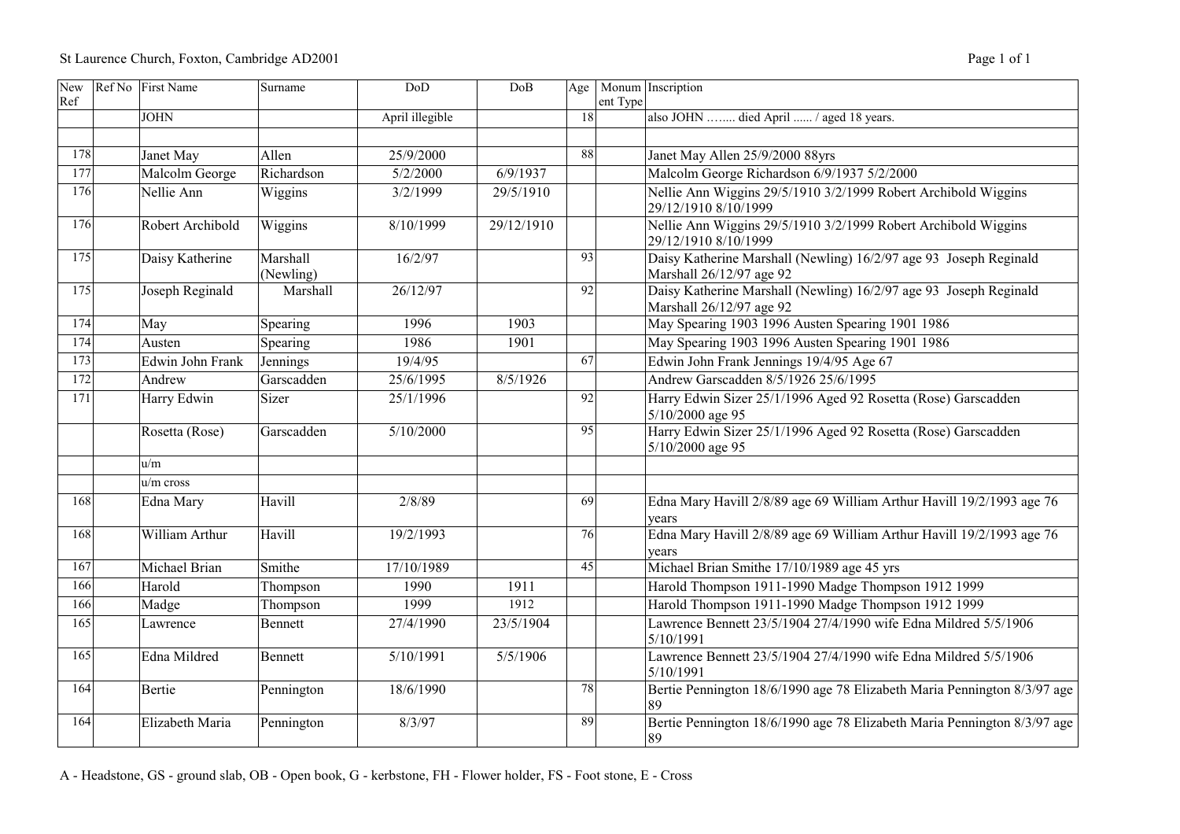St Laurence Church, Foxton, Cambridge AD2001

| New Ref | Ref No | First Name | Surname | DoD | DoB | Age | Monument Type | Inscription |
|---|---|---|---|---|---|---|---|---|
| | | JOHN | | April illegible | | 18 | | also JOHN …..... died April ...... / aged 18 years. |
| | | | | | | | | |
| 178 | | Janet May | Allen | 25/9/2000 | | 88 | | Janet May Allen 25/9/2000 88yrs |
| 177 | | Malcolm George | Richardson | 5/2/2000 | 6/9/1937 | | | Malcolm George Richardson 6/9/1937 5/2/2000 |
| 176 | | Nellie Ann | Wiggins | 3/2/1999 | 29/5/1910 | | | Nellie Ann Wiggins 29/5/1910 3/2/1999 Robert Archibold Wiggins 29/12/1910 8/10/1999 |
| 176 | | Robert Archibold | Wiggins | 8/10/1999 | 29/12/1910 | | | Nellie Ann Wiggins 29/5/1910 3/2/1999 Robert Archibold Wiggins 29/12/1910 8/10/1999 |
| 175 | | Daisy Katherine | Marshall (Newling) | 16/2/97 | | 93 | | Daisy Katherine Marshall (Newling) 16/2/97 age 93 Joseph Reginald Marshall 26/12/97 age 92 |
| 175 | | Joseph Reginald | Marshall | 26/12/97 | | 92 | | Daisy Katherine Marshall (Newling) 16/2/97 age 93 Joseph Reginald Marshall 26/12/97 age 92 |
| 174 | | May | Spearing | 1996 | 1903 | | | May Spearing 1903 1996 Austen Spearing 1901 1986 |
| 174 | | Austen | Spearing | 1986 | 1901 | | | May Spearing 1903 1996 Austen Spearing 1901 1986 |
| 173 | | Edwin John Frank | Jennings | 19/4/95 | | 67 | | Edwin John Frank Jennings 19/4/95 Age 67 |
| 172 | | Andrew | Garscadden | 25/6/1995 | 8/5/1926 | | | Andrew Garscadden 8/5/1926 25/6/1995 |
| 171 | | Harry Edwin | Sizer | 25/1/1996 | | 92 | | Harry Edwin Sizer 25/1/1996 Aged 92 Rosetta (Rose) Garscadden 5/10/2000 age 95 |
| | | Rosetta (Rose) | Garscadden | 5/10/2000 | | 95 | | Harry Edwin Sizer 25/1/1996 Aged 92 Rosetta (Rose) Garscadden 5/10/2000 age 95 |
| | | u/m | | | | | | |
| | | u/m cross | | | | | | |
| 168 | | Edna Mary | Havill | 2/8/89 | | 69 | | Edna Mary Havill 2/8/89 age 69 William Arthur Havill 19/2/1993 age 76 years |
| 168 | | William Arthur | Havill | 19/2/1993 | | 76 | | Edna Mary Havill 2/8/89 age 69 William Arthur Havill 19/2/1993 age 76 years |
| 167 | | Michael Brian | Smithe | 17/10/1989 | | 45 | | Michael Brian Smithe 17/10/1989 age 45 yrs |
| 166 | | Harold | Thompson | 1990 | 1911 | | | Harold Thompson 1911-1990 Madge Thompson 1912 1999 |
| 166 | | Madge | Thompson | 1999 | 1912 | | | Harold Thompson 1911-1990 Madge Thompson 1912 1999 |
| 165 | | Lawrence | Bennett | 27/4/1990 | 23/5/1904 | | | Lawrence Bennett 23/5/1904 27/4/1990 wife Edna Mildred 5/5/1906 5/10/1991 |
| 165 | | Edna Mildred | Bennett | 5/10/1991 | 5/5/1906 | | | Lawrence Bennett 23/5/1904 27/4/1990 wife Edna Mildred 5/5/1906 5/10/1991 |
| 164 | | Bertie | Pennington | 18/6/1990 | | 78 | | Bertie Pennington 18/6/1990 age 78 Elizabeth Maria Pennington 8/3/97 age 89 |
| 164 | | Elizabeth Maria | Pennington | 8/3/97 | | 89 | | Bertie Pennington 18/6/1990 age 78 Elizabeth Maria Pennington 8/3/97 age 89 |

A - Headstone, GS - ground slab, OB - Open book, G - kerbstone, FH - Flower holder, FS - Foot stone, E - Cross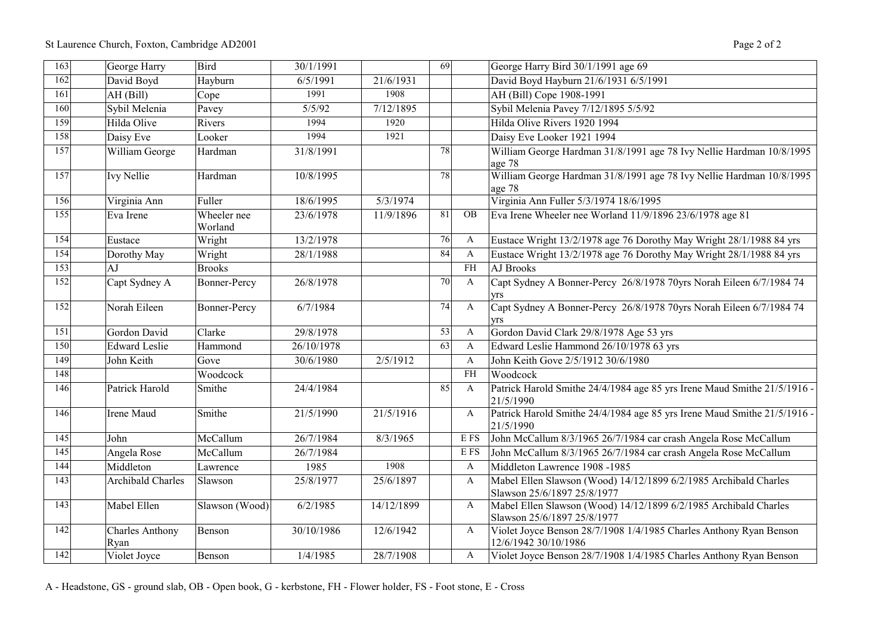| 163 | | George Harry | Bird | 30/1/1991 | | 69 | | George Harry Bird 30/1/1991 age 69 |
|---|---|---|---|---|---|---|---|---|
| 162 | | David Boyd | Hayburn | 6/5/1991 | 21/6/1931 | | | David Boyd Hayburn 21/6/1931 6/5/1991 |
| 161 | | AH (Bill) | Cope | 1991 | 1908 | | | AH (Bill) Cope 1908-1991 |
| 160 | | Sybil Melenia | Pavey | 5/5/92 | 7/12/1895 | | | Sybil Melenia Pavey 7/12/1895 5/5/92 |
| 159 | | Hilda Olive | Rivers | 1994 | 1920 | | | Hilda Olive Rivers 1920 1994 |
| 158 | | Daisy Eve | Looker | 1994 | 1921 | | | Daisy Eve Looker 1921 1994 |
| 157 | | William George | Hardman | 31/8/1991 | | 78 | | William George Hardman 31/8/1991 age 78 Ivy Nellie Hardman 10/8/1995 age 78 |
| 157 | | Ivy Nellie | Hardman | 10/8/1995 | | 78 | | William George Hardman 31/8/1991 age 78 Ivy Nellie Hardman 10/8/1995 age 78 |
| 156 | | Virginia Ann | Fuller | 18/6/1995 | 5/3/1974 | | | Virginia Ann Fuller 5/3/1974 18/6/1995 |
| 155 | | Eva Irene | Wheeler nee Worland | 23/6/1978 | 11/9/1896 | 81 | OB | Eva Irene Wheeler nee Worland 11/9/1896 23/6/1978 age 81 |
| 154 | | Eustace | Wright | 13/2/1978 | | 76 | A | Eustace Wright 13/2/1978 age 76 Dorothy May Wright 28/1/1988 84 yrs |
| 154 | | Dorothy May | Wright | 28/1/1988 | | 84 | A | Eustace Wright 13/2/1978 age 76 Dorothy May Wright 28/1/1988 84 yrs |
| 153 | | AJ | Brooks | | | | FH | AJ Brooks |
| 152 | | Capt Sydney A | Bonner-Percy | 26/8/1978 | | 70 | A | Capt Sydney A Bonner-Percy 26/8/1978 70yrs Norah Eileen 6/7/1984 74 yrs |
| 152 | | Norah Eileen | Bonner-Percy | 6/7/1984 | | 74 | A | Capt Sydney A Bonner-Percy 26/8/1978 70yrs Norah Eileen 6/7/1984 74 yrs |
| 151 | | Gordon David | Clarke | 29/8/1978 | | 53 | A | Gordon David Clark 29/8/1978 Age 53 yrs |
| 150 | | Edward Leslie | Hammond | 26/10/1978 | | 63 | A | Edward Leslie Hammond 26/10/1978 63 yrs |
| 149 | | John Keith | Gove | 30/6/1980 | 2/5/1912 | | A | John Keith Gove 2/5/1912 30/6/1980 |
| 148 | | | Woodcock | | | | FH | Woodcock |
| 146 | | Patrick Harold | Smithe | 24/4/1984 | | 85 | A | Patrick Harold Smithe 24/4/1984 age 85 yrs Irene Maud Smithe 21/5/1916 - 21/5/1990 |
| 146 | | Irene Maud | Smithe | 21/5/1990 | 21/5/1916 | | A | Patrick Harold Smithe 24/4/1984 age 85 yrs Irene Maud Smithe 21/5/1916 - 21/5/1990 |
| 145 | | John | McCallum | 26/7/1984 | 8/3/1965 | | E FS | John McCallum 8/3/1965 26/7/1984 car crash Angela Rose McCallum |
| 145 | | Angela Rose | McCallum | 26/7/1984 | | | E FS | John McCallum 8/3/1965 26/7/1984 car crash Angela Rose McCallum |
| 144 | | Middleton | Lawrence | 1985 | 1908 | | A | Middleton Lawrence 1908 -1985 |
| 143 | | Archibald Charles | Slawson | 25/8/1977 | 25/6/1897 | | A | Mabel Ellen Slawson (Wood) 14/12/1899 6/2/1985 Archibald Charles Slawson 25/6/1897 25/8/1977 |
| 143 | | Mabel Ellen | Slawson (Wood) | 6/2/1985 | 14/12/1899 | | A | Mabel Ellen Slawson (Wood) 14/12/1899 6/2/1985 Archibald Charles Slawson 25/6/1897 25/8/1977 |
| 142 | | Charles Anthony Ryan | Benson | 30/10/1986 | 12/6/1942 | | A | Violet Joyce Benson 28/7/1908 1/4/1985 Charles Anthony Ryan Benson 12/6/1942 30/10/1986 |
| 142 | | Violet Joyce | Benson | 1/4/1985 | 28/7/1908 | | A | Violet Joyce Benson 28/7/1908 1/4/1985 Charles Anthony Ryan Benson |

A - Headstone, GS - ground slab, OB - Open book, G - kerbstone, FH - Flower holder, FS - Foot stone, E - Cross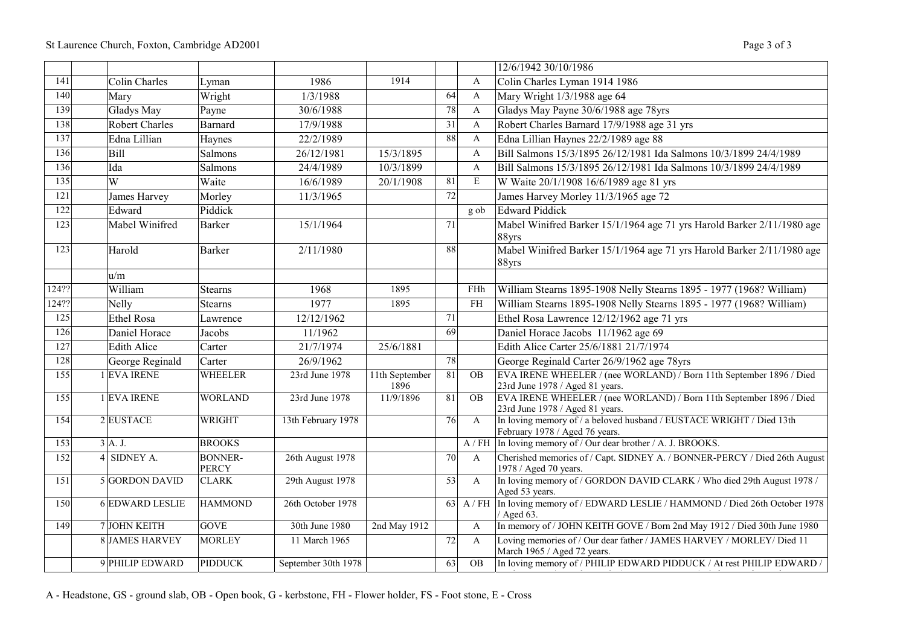| | | | | | | | | |
|---|---|---|---|---|---|---|---|---|
| | | | | | | | | 12/6/1942 30/10/1986 |
| 141 | | Colin Charles | Lyman | 1986 | 1914 | | A | Colin Charles Lyman 1914 1986 |
| 140 | | Mary | Wright | 1/3/1988 | | 64 | A | Mary Wright 1/3/1988 age 64 |
| 139 | | Gladys May | Payne | 30/6/1988 | | 78 | A | Gladys May Payne 30/6/1988 age 78yrs |
| 138 | | Robert Charles | Barnard | 17/9/1988 | | 31 | A | Robert Charles Barnard 17/9/1988 age 31 yrs |
| 137 | | Edna Lillian | Haynes | 22/2/1989 | | 88 | A | Edna Lillian Haynes 22/2/1989 age 88 |
| 136 | | Bill | Salmons | 26/12/1981 | 15/3/1895 | | A | Bill Salmons 15/3/1895 26/12/1981 Ida Salmons 10/3/1899 24/4/1989 |
| 136 | | Ida | Salmons | 24/4/1989 | 10/3/1899 | | A | Bill Salmons 15/3/1895 26/12/1981 Ida Salmons 10/3/1899 24/4/1989 |
| 135 | | W | Waite | 16/6/1989 | 20/1/1908 | 81 | E | W Waite 20/1/1908 16/6/1989 age 81 yrs |
| 121 | | James Harvey | Morley | 11/3/1965 | | 72 | | James Harvey Morley 11/3/1965 age 72 |
| 122 | | Edward | Piddick | | | | g ob | Edward Piddick |
| 123 | | Mabel Winifred | Barker | 15/1/1964 | | 71 | | Mabel Winifred Barker 15/1/1964 age 71 yrs Harold Barker 2/11/1980 age 88yrs |
| 123 | | Harold | Barker | 2/11/1980 | | 88 | | Mabel Winifred Barker 15/1/1964 age 71 yrs Harold Barker 2/11/1980 age 88yrs |
| | | u/m | | | | | | |
| 124?? | | William | Stearns | 1968 | 1895 | | FHh | William Stearns 1895-1908 Nelly Stearns 1895 - 1977 (1968? William) |
| 124?? | | Nelly | Stearns | 1977 | 1895 | | FH | William Stearns 1895-1908 Nelly Stearns 1895 - 1977 (1968? William) |
| 125 | | Ethel Rosa | Lawrence | 12/12/1962 | | 71 | | Ethel Rosa Lawrence 12/12/1962 age 71 yrs |
| 126 | | Daniel Horace | Jacobs | 11/1962 | | 69 | | Daniel Horace Jacobs 11/1962 age 69 |
| 127 | | Edith Alice | Carter | 21/7/1974 | 25/6/1881 | | | Edith Alice Carter 25/6/1881 21/7/1974 |
| 128 | | George Reginald | Carter | 26/9/1962 | | 78 | | George Reginald Carter 26/9/1962 age 78yrs |
| 155 | 1 | EVA IRENE | WHEELER | 23rd June 1978 | 11th September 1896 | 81 | OB | EVA IRENE WHEELER / (nee WORLAND) / Born 11th September 1896 / Died 23rd June 1978 / Aged 81 years. |
| 155 | 1 | EVA IRENE | WORLAND | 23rd June 1978 | 11/9/1896 | 81 | OB | EVA IRENE WHEELER / (nee WORLAND) / Born 11th September 1896 / Died 23rd June 1978 / Aged 81 years. |
| 154 | 2 | EUSTACE | WRIGHT | 13th February 1978 | | 76 | A | In loving memory of / a beloved husband / EUSTACE WRIGHT / Died 13th February 1978 / Aged 76 years. |
| 153 | 3 | A. J. | BROOKS | | | | A / FH | In loving memory of / Our dear brother / A. J. BROOKS. |
| 152 | 4 | SIDNEY A. | BONNER-PERCY | 26th August 1978 | | 70 | A | Cherished memories of / Capt. SIDNEY A. / BONNER-PERCY / Died 26th August 1978 / Aged 70 years. |
| 151 | 5 | GORDON DAVID | CLARK | 29th August 1978 | | 53 | A | In loving memory of / GORDON DAVID CLARK / Who died 29th August 1978 / Aged 53 years. |
| 150 | 6 | EDWARD LESLIE | HAMMOND | 26th October 1978 | | 63 | A / FH | In loving memory of / EDWARD LESLIE / HAMMOND / Died 26th October 1978 / Aged 63. |
| 149 | 7 | JOHN KEITH | GOVE | 30th June 1980 | 2nd May 1912 | | A | In memory of / JOHN KEITH GOVE / Born 2nd May 1912 / Died 30th June 1980 |
| | 8 | JAMES HARVEY | MORLEY | 11 March 1965 | | 72 | A | Loving memories of / Our dear father / JAMES HARVEY / MORLEY/ Died 11 March 1965 / Aged 72 years. |
| | 9 | PHILIP EDWARD | PIDDUCK | September 30th 1978 | | 63 | OB | In loving memory of / PHILIP EDWARD PIDDUCK / At rest PHILIP EDWARD / |

A - Headstone, GS - ground slab, OB - Open book, G - kerbstone, FH - Flower holder, FS - Foot stone, E - Cross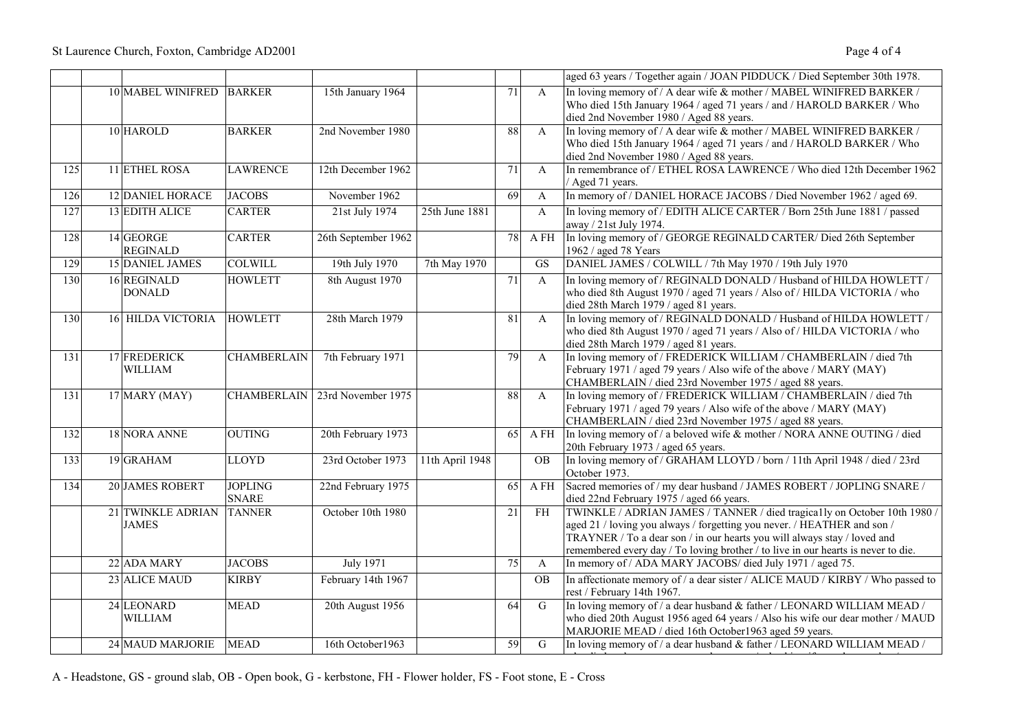| | | | | | | | | |
|---|---|---|---|---|---|---|---|---|
| | | | | | | | | aged 63 years / Together again / JOAN PIDDUCK / Died September 30th 1978. |
| | 10 | MABEL WINIFRED | BARKER | 15th January 1964 | | 71 | A | In loving memory of / A dear wife & mother / MABEL WINIFRED BARKER / Who died 15th January 1964 / aged 71 years / and / HAROLD BARKER / Who died 2nd November 1980 / Aged 88 years. |
| | 10 | HAROLD | BARKER | 2nd November 1980 | | 88 | A | In loving memory of / A dear wife & mother / MABEL WINIFRED BARKER / Who died 15th January 1964 / aged 71 years / and / HAROLD BARKER / Who died 2nd November 1980 / Aged 88 years. |
| 125 | 11 | ETHEL ROSA | LAWRENCE | 12th December 1962 | | 71 | A | In remembrance of / ETHEL ROSA LAWRENCE / Who died 12th December 1962 / Aged 71 years. |
| 126 | 12 | DANIEL HORACE | JACOBS | November 1962 | | 69 | A | In memory of / DANIEL HORACE JACOBS / Died November 1962 / aged 69. |
| 127 | 13 | EDITH ALICE | CARTER | 21st July 1974 | 25th June 1881 | | A | In loving memory of / EDITH ALICE CARTER / Born 25th June 1881 / passed away / 21st July 1974. |
| 128 | 14 | GEORGE REGINALD | CARTER | 26th September 1962 | | 78 | A FH | In loving memory of / GEORGE REGINALD CARTER/ Died 26th September 1962 / aged 78 Years |
| 129 | 15 | DANIEL JAMES | COLWILL | 19th July 1970 | 7th May 1970 | | GS | DANIEL JAMES / COLWILL / 7th May 1970 / 19th July 1970 |
| 130 | 16 | REGINALD DONALD | HOWLETT | 8th August 1970 | | 71 | A | In loving memory of / REGINALD DONALD / Husband of HILDA HOWLETT / who died 8th August 1970 / aged 71 years / Also of / HILDA VICTORIA / who died 28th March 1979 / aged 81 years. |
| 130 | 16 | HILDA VICTORIA | HOWLETT | 28th March 1979 | | 81 | A | In loving memory of / REGINALD DONALD / Husband of HILDA HOWLETT / who died 8th August 1970 / aged 71 years / Also of / HILDA VICTORIA / who died 28th March 1979 / aged 81 years. |
| 131 | 17 | FREDERICK WILLIAM | CHAMBERLAIN | 7th February 1971 | | 79 | A | In loving memory of / FREDERICK WILLIAM / CHAMBERLAIN / died 7th February 1971 / aged 79 years / Also wife of the above / MARY (MAY) CHAMBERLAIN / died 23rd November 1975 / aged 88 years. |
| 131 | 17 | MARY (MAY) | CHAMBERLAIN | 23rd November 1975 | | 88 | A | In loving memory of / FREDERICK WILLIAM / CHAMBERLAIN / died 7th February 1971 / aged 79 years / Also wife of the above / MARY (MAY) CHAMBERLAIN / died 23rd November 1975 / aged 88 years. |
| 132 | 18 | NORA ANNE | OUTING | 20th February 1973 | | 65 | A FH | In loving memory of / a beloved wife & mother / NORA ANNE OUTING / died 20th February 1973 / aged 65 years. |
| 133 | 19 | GRAHAM | LLOYD | 23rd October 1973 | 11th April 1948 | | OB | In loving memory of / GRAHAM LLOYD / born / 11th April 1948 / died / 23rd October 1973. |
| 134 | 20 | JAMES ROBERT | JOPLING SNARE | 22nd February 1975 | | 65 | A FH | Sacred memories of / my dear husband / JAMES ROBERT / JOPLING SNARE / died 22nd February 1975 / aged 66 years. |
| | 21 | TWINKLE ADRIAN JAMES | TANNER | October 10th 1980 | | 21 | FH | TWINKLE / ADRIAN JAMES / TANNER / died tragica1ly on October 10th 1980 / aged 21 / loving you always / forgetting you never. / HEATHER and son / TRAYNER / To a dear son / in our hearts you will always stay / loved and remembered every day / To loving brother / to live in our hearts is never to die. |
| | 22 | ADA MARY | JACOBS | July 1971 | | 75 | A | In memory of / ADA MARY JACOBS/ died July 1971 / aged 75. |
| | 23 | ALICE MAUD | KIRBY | February 14th 1967 | | | OB | In affectionate memory of / a dear sister / ALICE MAUD / KIRBY / Who passed to rest / February 14th 1967. |
| | 24 | LEONARD WILLIAM | MEAD | 20th August 1956 | | 64 | G | In loving memory of / a dear husband & father / LEONARD WILLIAM MEAD / who died 20th August 1956 aged 64 years / Also his wife our dear mother / MAUD MARJORIE MEAD / died 16th October1963 aged 59 years. |
| | 24 | MAUD MARJORIE | MEAD | 16th October1963 | | 59 | G | In loving memory of / a dear husband & father / LEONARD WILLIAM MEAD / |

A - Headstone, GS - ground slab, OB - Open book, G - kerbstone, FH - Flower holder, FS - Foot stone, E - Cross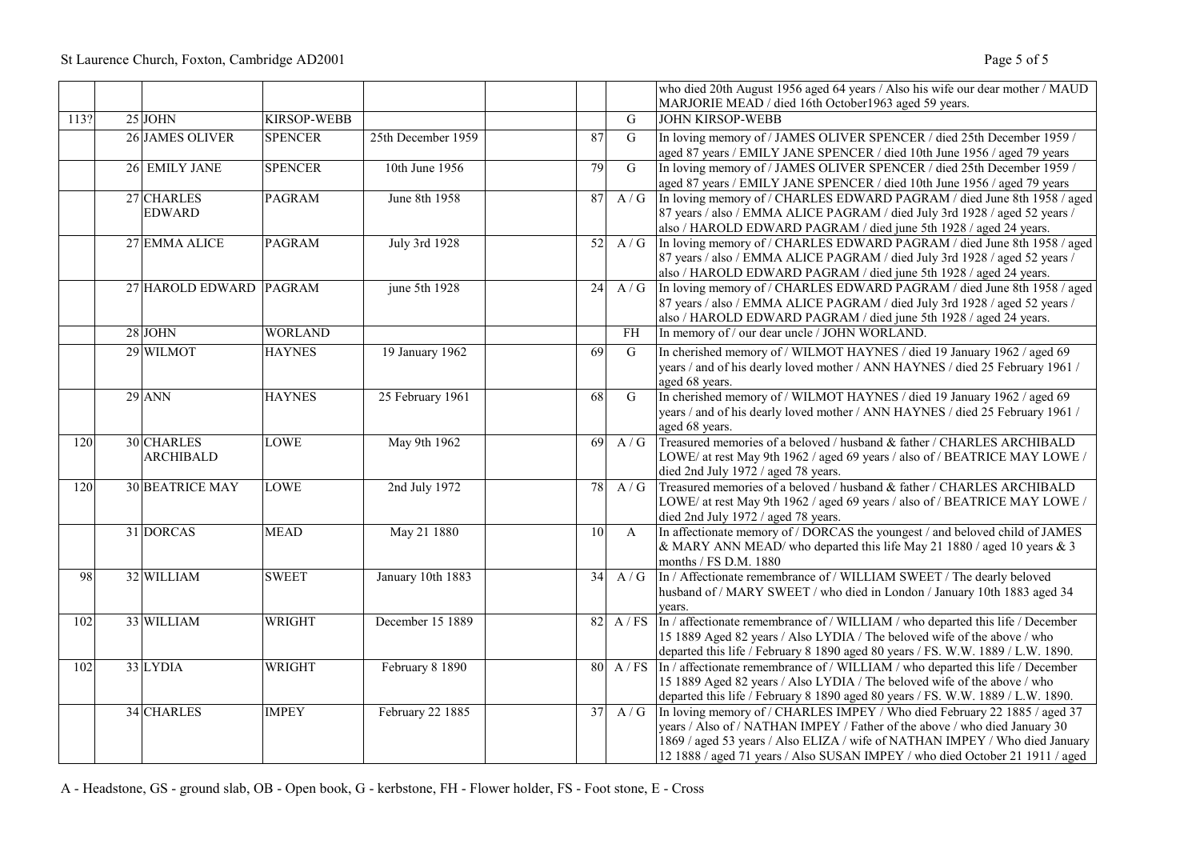| | | | | | | | | |
|---|---|---|---|---|---|---|---|---|
| | | | | | | | | who died 20th August 1956 aged 64 years / Also his wife our dear mother / MAUD MARJORIE MEAD / died 16th October1963 aged 59 years. |
| 113? | 25 | JOHN | KIRSOP-WEBB | | | | G | JOHN KIRSOP-WEBB |
| | 26 | JAMES OLIVER | SPENCER | 25th December 1959 | | 87 | G | In loving memory of / JAMES OLIVER SPENCER / died 25th December 1959 / aged 87 years / EMILY JANE SPENCER / died 10th June 1956 / aged 79 years |
| | 26 | EMILY JANE | SPENCER | 10th June 1956 | | 79 | G | In loving memory of / JAMES OLIVER SPENCER / died 25th December 1959 / aged 87 years / EMILY JANE SPENCER / died 10th June 1956 / aged 79 years |
| | 27 | CHARLES EDWARD | PAGRAM | June 8th 1958 | | 87 | A / G | In loving memory of / CHARLES EDWARD PAGRAM / died June 8th 1958 / aged 87 years / also / EMMA ALICE PAGRAM / died July 3rd 1928 / aged 52 years / also / HAROLD EDWARD PAGRAM / died june 5th 1928 / aged 24 years. |
| | 27 | EMMA ALICE | PAGRAM | July 3rd 1928 | | 52 | A / G | In loving memory of / CHARLES EDWARD PAGRAM / died June 8th 1958 / aged 87 years / also / EMMA ALICE PAGRAM / died July 3rd 1928 / aged 52 years / also / HAROLD EDWARD PAGRAM / died june 5th 1928 / aged 24 years. |
| | 27 | HAROLD EDWARD | PAGRAM | june 5th 1928 | | 24 | A / G | In loving memory of / CHARLES EDWARD PAGRAM / died June 8th 1958 / aged 87 years / also / EMMA ALICE PAGRAM / died July 3rd 1928 / aged 52 years / also / HAROLD EDWARD PAGRAM / died june 5th 1928 / aged 24 years. |
| | 28 | JOHN | WORLAND | | | | FH | In memory of / our dear uncle / JOHN WORLAND. |
| | 29 | WILMOT | HAYNES | 19 January 1962 | | 69 | G | In cherished memory of / WILMOT HAYNES / died 19 January 1962 / aged 69 years / and of his dearly loved mother / ANN HAYNES / died 25 February 1961 / aged 68 years. |
| | 29 | ANN | HAYNES | 25 February 1961 | | 68 | G | In cherished memory of / WILMOT HAYNES / died 19 January 1962 / aged 69 years / and of his dearly loved mother / ANN HAYNES / died 25 February 1961 / aged 68 years. |
| 120 | 30 | CHARLES ARCHIBALD | LOWE | May 9th 1962 | | 69 | A / G | Treasured memories of a beloved / husband & father / CHARLES ARCHIBALD LOWE/ at rest May 9th 1962 / aged 69 years / also of / BEATRICE MAY LOWE / died 2nd July 1972 / aged 78 years. |
| 120 | 30 | BEATRICE MAY | LOWE | 2nd July 1972 | | 78 | A / G | Treasured memories of a beloved / husband & father / CHARLES ARCHIBALD LOWE/ at rest May 9th 1962 / aged 69 years / also of / BEATRICE MAY LOWE / died 2nd July 1972 / aged 78 years. |
| | 31 | DORCAS | MEAD | May 21 1880 | | 10 | A | In affectionate memory of / DORCAS the youngest / and beloved child of JAMES & MARY ANN MEAD/ who departed this life May 21 1880 / aged 10 years & 3 months / FS D.M. 1880 |
| 98 | 32 | WILLIAM | SWEET | January 10th 1883 | | 34 | A / G | In / Affectionate remembrance of / WILLIAM SWEET / The dearly beloved husband of / MARY SWEET / who died in London / January 10th 1883 aged 34 years. |
| 102 | 33 | WILLIAM | WRIGHT | December 15 1889 | | 82 | A / FS | In / affectionate remembrance of / WILLIAM / who departed this life / December 15 1889 Aged 82 years / Also LYDIA / The beloved wife of the above / who departed this life / February 8 1890 aged 80 years / FS. W.W. 1889 / L.W. 1890. |
| 102 | 33 | LYDIA | WRIGHT | February 8 1890 | | 80 | A / FS | In / affectionate remembrance of / WILLIAM / who departed this life / December 15 1889 Aged 82 years / Also LYDIA / The beloved wife of the above / who departed this life / February 8 1890 aged 80 years / FS. W.W. 1889 / L.W. 1890. |
| | 34 | CHARLES | IMPEY | February 22 1885 | | 37 | A / G | In loving memory of / CHARLES IMPEY / Who died February 22 1885 / aged 37 years / Also of / NATHAN IMPEY / Father of the above / who died January 30 1869 / aged 53 years / Also ELIZA / wife of NATHAN IMPEY / Who died January 12 1888 / aged 71 years / Also SUSAN IMPEY / who died October 21 1911 / aged |

A - Headstone, GS - ground slab, OB - Open book, G - kerbstone, FH - Flower holder, FS - Foot stone, E - Cross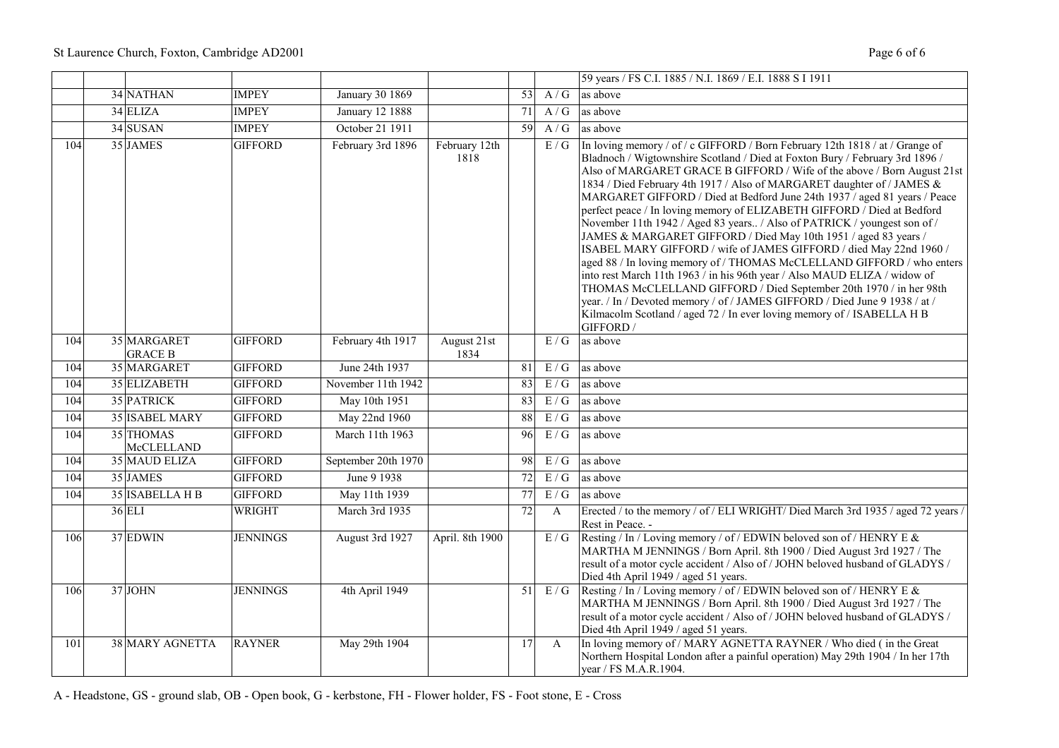| | | | | | | | | |
|---|---|---|---|---|---|---|---|---|
| | | | | | | | | 59 years / FS C.I. 1885 / N.I. 1869 / E.I. 1888 S I 1911 |
| | 34 | NATHAN | IMPEY | January 30 1869 | | 53 | A / G | as above |
| | 34 | ELIZA | IMPEY | January 12 1888 | | 71 | A / G | as above |
| | 34 | SUSAN | IMPEY | October 21 1911 | | 59 | A / G | as above |
| 104 | 35 | JAMES | GIFFORD | February 3rd 1896 | February 12th 1818 | | E / G | In loving memory / of / c GIFFORD / Born February 12th 1818 / at / Grange of Bladnoch / Wigtownshire Scotland / Died at Foxton Bury / February 3rd 1896 / Also of MARGARET GRACE B GIFFORD / Wife of the above / Born August 21st 1834 / Died February 4th 1917 / Also of MARGARET daughter of / JAMES & MARGARET GIFFORD / Died at Bedford June 24th 1937 / aged 81 years / Peace perfect peace / In loving memory of ELIZABETH GIFFORD / Died at Bedford November 11th 1942 / Aged 83 years.. / Also of PATRICK / youngest son of / JAMES & MARGARET GIFFORD / Died May 10th 1951 / aged 83 years / ISABEL MARY GIFFORD / wife of JAMES GIFFORD / died May 22nd 1960 / aged 88 / In loving memory of / THOMAS McCLELLAND GIFFORD / who enters into rest March 11th 1963 / in his 96th year / Also MAUD ELIZA / widow of THOMAS McCLELLAND GIFFORD / Died September 20th 1970 / in her 98th year. / In / Devoted memory / of / JAMES GIFFORD / Died June 9 1938 / at / Kilmacolm Scotland / aged 72 / In ever loving memory of / ISABELLA H B GIFFORD / |
| 104 | 35 | MARGARET GRACE B | GIFFORD | February 4th 1917 | August 21st 1834 | | E / G | as above |
| 104 | 35 | MARGARET | GIFFORD | June 24th 1937 | | 81 | E / G | as above |
| 104 | 35 | ELIZABETH | GIFFORD | November 11th 1942 | | 83 | E / G | as above |
| 104 | 35 | PATRICK | GIFFORD | May 10th 1951 | | 83 | E / G | as above |
| 104 | 35 | ISABEL MARY | GIFFORD | May 22nd 1960 | | 88 | E / G | as above |
| 104 | 35 | THOMAS McCLELLAND | GIFFORD | March 11th 1963 | | 96 | E / G | as above |
| 104 | 35 | MAUD ELIZA | GIFFORD | September 20th 1970 | | 98 | E / G | as above |
| 104 | 35 | JAMES | GIFFORD | June 9 1938 | | 72 | E / G | as above |
| 104 | 35 | ISABELLA H B | GIFFORD | May 11th 1939 | | 77 | E / G | as above |
| | 36 | ELI | WRIGHT | March 3rd 1935 | | 72 | A | Erected / to the memory / of / ELI WRIGHT/ Died March 3rd 1935 / aged 72 years / Rest in Peace. - |
| 106 | 37 | EDWIN | JENNINGS | August 3rd 1927 | April. 8th 1900 | | E / G | Resting / In / Loving memory / of / EDWIN beloved son of / HENRY E & MARTHA M JENNINGS / Born April. 8th 1900 / Died August 3rd 1927 / The result of a motor cycle accident / Also of / JOHN beloved husband of GLADYS / Died 4th April 1949 / aged 51 years. |
| 106 | 37 | JOHN | JENNINGS | 4th April 1949 | | 51 | E / G | Resting / In / Loving memory / of / EDWIN beloved son of / HENRY E & MARTHA M JENNINGS / Born April. 8th 1900 / Died August 3rd 1927 / The result of a motor cycle accident / Also of / JOHN beloved husband of GLADYS / Died 4th April 1949 / aged 51 years. |
| 101 | 38 | MARY AGNETTA | RAYNER | May 29th 1904 | | 17 | A | In loving memory of / MARY AGNETTA RAYNER / Who died ( in the Great Northern Hospital London after a painful operation) May 29th 1904 / In her 17th year / FS M.A.R.1904. |

A - Headstone, GS - ground slab, OB - Open book, G - kerbstone, FH - Flower holder, FS - Foot stone, E - Cross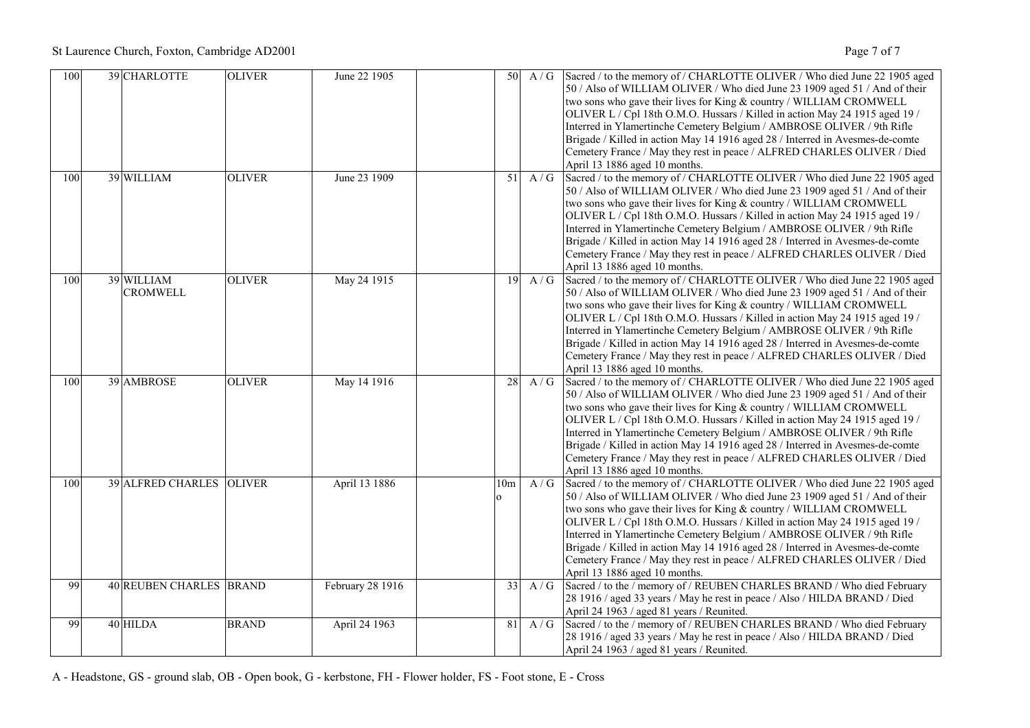| 100 | 39 | CHARLOTTE | OLIVER | June 22 1905 | | 50 | A / G | Sacred / to the memory of / CHARLOTTE OLIVER / Who died June 22 1905 aged 50 / Also of WILLIAM OLIVER / Who died June 23 1909 aged 51 / And of their two sons who gave their lives for King & country / WILLIAM CROMWELL OLIVER L / Cpl 18th O.M.O. Hussars / Killed in action May 24 1915 aged 19 / Interred in Ylamertinche Cemetery Belgium / AMBROSE OLIVER / 9th Rifle Brigade / Killed in action May 14 1916 aged 28 / Interred in Avesmes-de-comte Cemetery France / May they rest in peace / ALFRED CHARLES OLIVER / Died April 13 1886 aged 10 months. |
|---|---|---|---|---|---|---|---|---|
| 100 | 39 | WILLIAM | OLIVER | June 23 1909 | | 51 | A / G | Sacred / to the memory of / CHARLOTTE OLIVER / Who died June 22 1905 aged 50 / Also of WILLIAM OLIVER / Who died June 23 1909 aged 51 / And of their two sons who gave their lives for King & country / WILLIAM CROMWELL OLIVER L / Cpl 18th O.M.O. Hussars / Killed in action May 24 1915 aged 19 / Interred in Ylamertinche Cemetery Belgium / AMBROSE OLIVER / 9th Rifle Brigade / Killed in action May 14 1916 aged 28 / Interred in Avesmes-de-comte Cemetery France / May they rest in peace / ALFRED CHARLES OLIVER / Died April 13 1886 aged 10 months. |
| 100 | 39 | WILLIAM CROMWELL | OLIVER | May 24 1915 | | 19 | A / G | Sacred / to the memory of / CHARLOTTE OLIVER / Who died June 22 1905 aged 50 / Also of WILLIAM OLIVER / Who died June 23 1909 aged 51 / And of their two sons who gave their lives for King & country / WILLIAM CROMWELL OLIVER L / Cpl 18th O.M.O. Hussars / Killed in action May 24 1915 aged 19 / Interred in Ylamertinche Cemetery Belgium / AMBROSE OLIVER / 9th Rifle Brigade / Killed in action May 14 1916 aged 28 / Interred in Avesmes-de-comte Cemetery France / May they rest in peace / ALFRED CHARLES OLIVER / Died April 13 1886 aged 10 months. |
| 100 | 39 | AMBROSE | OLIVER | May 14 1916 | | 28 | A / G | Sacred / to the memory of / CHARLOTTE OLIVER / Who died June 22 1905 aged 50 / Also of WILLIAM OLIVER / Who died June 23 1909 aged 51 / And of their two sons who gave their lives for King & country / WILLIAM CROMWELL OLIVER L / Cpl 18th O.M.O. Hussars / Killed in action May 24 1915 aged 19 / Interred in Ylamertinche Cemetery Belgium / AMBROSE OLIVER / 9th Rifle Brigade / Killed in action May 14 1916 aged 28 / Interred in Avesmes-de-comte Cemetery France / May they rest in peace / ALFRED CHARLES OLIVER / Died April 13 1886 aged 10 months. |
| 100 | 39 | ALFRED CHARLES | OLIVER | April 13 1886 | | 10mo | A / G | Sacred / to the memory of / CHARLOTTE OLIVER / Who died June 22 1905 aged 50 / Also of WILLIAM OLIVER / Who died June 23 1909 aged 51 / And of their two sons who gave their lives for King & country / WILLIAM CROMWELL OLIVER L / Cpl 18th O.M.O. Hussars / Killed in action May 24 1915 aged 19 / Interred in Ylamertinche Cemetery Belgium / AMBROSE OLIVER / 9th Rifle Brigade / Killed in action May 14 1916 aged 28 / Interred in Avesmes-de-comte Cemetery France / May they rest in peace / ALFRED CHARLES OLIVER / Died April 13 1886 aged 10 months. |
| 99 | 40 | REUBEN CHARLES | BRAND | February 28 1916 | | 33 | A / G | Sacred / to the / memory of / REUBEN CHARLES BRAND / Who died February 28 1916 / aged 33 years / May he rest in peace / Also / HILDA BRAND / Died April 24 1963 / aged 81 years / Reunited. |
| 99 | 40 | HILDA | BRAND | April 24 1963 | | 81 | A / G | Sacred / to the / memory of / REUBEN CHARLES BRAND / Who died February 28 1916 / aged 33 years / May he rest in peace / Also / HILDA BRAND / Died April 24 1963 / aged 81 years / Reunited. |

A - Headstone, GS - ground slab, OB - Open book, G - kerbstone, FH - Flower holder, FS - Foot stone, E - Cross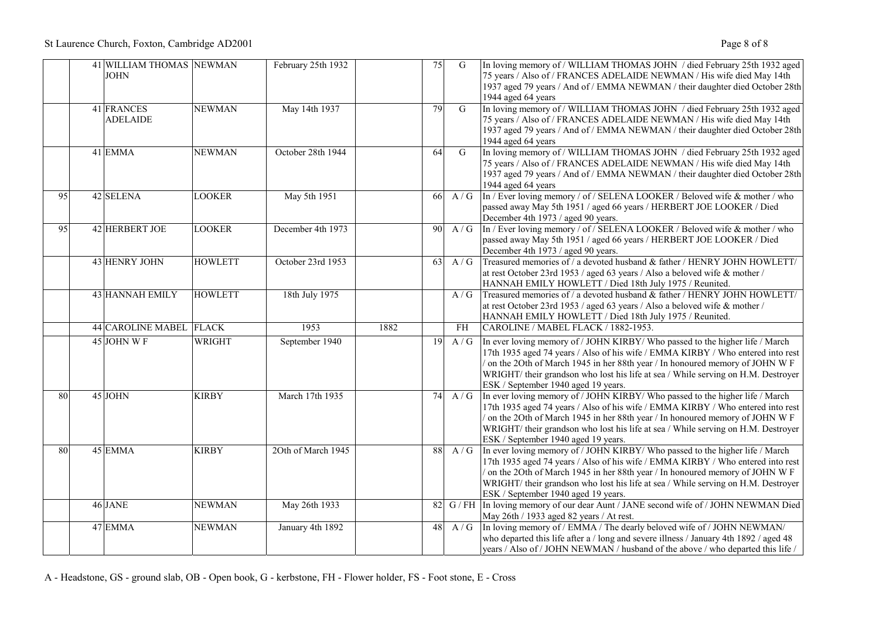|  | 41 | WILLIAM THOMAS JOHN | NEWMAN | February 25th 1932 |  | 75 | G | In loving memory of / WILLIAM THOMAS JOHN / died February 25th 1932 aged 75 years / Also of / FRANCES ADELAIDE NEWMAN / His wife died May 14th 1937 aged 79 years / And of / EMMA NEWMAN / their daughter died October 28th 1944 aged 64 years |
|---|---|---|---|---|---|---|---|---|
|  | 41 | FRANCES ADELAIDE | NEWMAN | May 14th 1937 |  | 79 | G | In loving memory of / WILLIAM THOMAS JOHN / died February 25th 1932 aged 75 years / Also of / FRANCES ADELAIDE NEWMAN / His wife died May 14th 1937 aged 79 years / And of / EMMA NEWMAN / their daughter died October 28th 1944 aged 64 years |
|  | 41 | EMMA | NEWMAN | October 28th 1944 |  | 64 | G | In loving memory of / WILLIAM THOMAS JOHN / died February 25th 1932 aged 75 years / Also of / FRANCES ADELAIDE NEWMAN / His wife died May 14th 1937 aged 79 years / And of / EMMA NEWMAN / their daughter died October 28th 1944 aged 64 years |
| 95 | 42 | SELENA | LOOKER | May 5th 1951 |  | 66 | A / G | In / Ever loving memory / of / SELENA LOOKER / Beloved wife & mother / who passed away May 5th 1951 / aged 66 years / HERBERT JOE LOOKER / Died December 4th 1973 / aged 90 years. |
| 95 | 42 | HERBERT JOE | LOOKER | December 4th 1973 |  | 90 | A / G | In / Ever loving memory / of / SELENA LOOKER / Beloved wife & mother / who passed away May 5th 1951 / aged 66 years / HERBERT JOE LOOKER / Died December 4th 1973 / aged 90 years. |
|  | 43 | HENRY JOHN | HOWLETT | October 23rd 1953 |  | 63 | A / G | Treasured memories of / a devoted husband & father / HENRY JOHN HOWLETT/ at rest October 23rd 1953 / aged 63 years / Also a beloved wife & mother / HANNAH EMILY HOWLETT / Died 18th July 1975 / Reunited. |
|  | 43 | HANNAH EMILY | HOWLETT | 18th July 1975 |  |  | A / G | Treasured memories of / a devoted husband & father / HENRY JOHN HOWLETT/ at rest October 23rd 1953 / aged 63 years / Also a beloved wife & mother / HANNAH EMILY HOWLETT / Died 18th July 1975 / Reunited. |
|  | 44 | CAROLINE MABEL | FLACK | 1953 | 1882 |  | FH | CAROLINE / MABEL FLACK / 1882-1953. |
|  | 45 | JOHN W F | WRIGHT | September 1940 |  | 19 | A / G | In ever loving memory of / JOHN KIRBY/ Who passed to the higher life / March 17th 1935 aged 74 years / Also of his wife / EMMA KIRBY / Who entered into rest / on the 2Oth of March 1945 in her 88th year / In honoured memory of JOHN W F WRIGHT/ their grandson who lost his life at sea / While serving on H.M. Destroyer ESK / September 1940 aged 19 years. |
| 80 | 45 | JOHN | KIRBY | March 17th 1935 |  | 74 | A / G | In ever loving memory of / JOHN KIRBY/ Who passed to the higher life / March 17th 1935 aged 74 years / Also of his wife / EMMA KIRBY / Who entered into rest / on the 2Oth of March 1945 in her 88th year / In honoured memory of JOHN W F WRIGHT/ their grandson who lost his life at sea / While serving on H.M. Destroyer ESK / September 1940 aged 19 years. |
| 80 | 45 | EMMA | KIRBY | 2Oth of March 1945 |  | 88 | A / G | In ever loving memory of / JOHN KIRBY/ Who passed to the higher life / March 17th 1935 aged 74 years / Also of his wife / EMMA KIRBY / Who entered into rest / on the 2Oth of March 1945 in her 88th year / In honoured memory of JOHN W F WRIGHT/ their grandson who lost his life at sea / While serving on H.M. Destroyer ESK / September 1940 aged 19 years. |
|  | 46 | JANE | NEWMAN | May 26th 1933 |  | 82 | G / FH | In loving memory of our dear Aunt / JANE second wife of / JOHN NEWMAN Died May 26th / 1933 aged 82 years / At rest. |
|  | 47 | EMMA | NEWMAN | January 4th 1892 |  | 48 | A / G | In loving memory of / EMMA / The dearly beloved wife of / JOHN NEWMAN/ who departed this life after a / long and severe illness / January 4th 1892 / aged 48 years / Also of / JOHN NEWMAN / husband of the above / who departed this life / |

A - Headstone, GS - ground slab, OB - Open book, G - kerbstone, FH - Flower holder, FS - Foot stone, E - Cross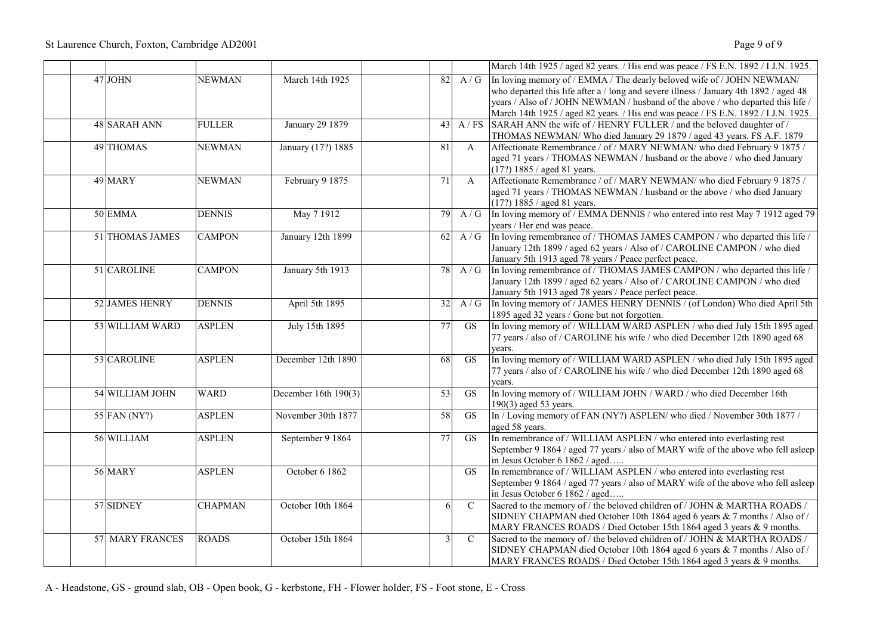| | | | | | | | |
|---|---|---|---|---|---|---|---|
| | | | | | | | March 14th 1925 / aged 82 years. / His end was peace / FS E.N. 1892 / I J.N. 1925. |
| | 47 JOHN | NEWMAN | March 14th 1925 | | 82 | A / G | In loving memory of / EMMA / The dearly beloved wife of / JOHN NEWMAN/ who departed this life after a / long and severe illness / January 4th 1892 / aged 48 years / Also of / JOHN NEWMAN / husband of the above / who departed this life / March 14th 1925 / aged 82 years. / His end was peace / FS E.N. 1892 / I J.N. 1925. |
| | 48 SARAH ANN | FULLER | January 29 1879 | | 43 | A / FS | SARAH ANN the wife of / HENRY FULLER / and the beloved daughter of / THOMAS NEWMAN/ Who died January 29 1879 / aged 43 years. FS A.F. 1879 |
| | 49 THOMAS | NEWMAN | January (17?) 1885 | | 81 | A | Affectionate Remembrance / of / MARY NEWMAN/ who died February 9 1875 / aged 71 years / THOMAS NEWMAN / husband or the above / who died January (17?) 1885 / aged 81 years. |
| | 49 MARY | NEWMAN | February 9 1875 | | 71 | A | Affectionate Remembrance / of / MARY NEWMAN/ who died February 9 1875 / aged 71 years / THOMAS NEWMAN / husband or the above / who died January (17?) 1885 / aged 81 years. |
| | 50 EMMA | DENNIS | May 7 1912 | | 79 | A / G | In loving memory of / EMMA DENNIS / who entered into rest May 7 1912 aged 79 years / Her end was peace. |
| | 51 THOMAS JAMES | CAMPON | January 12th 1899 | | 62 | A / G | In loving remembrance of / THOMAS JAMES CAMPON / who departed this life / January 12th 1899 / aged 62 years / Also of / CAROLINE CAMPON / who died January 5th 1913 aged 78 years / Peace perfect peace. |
| | 51 CAROLINE | CAMPON | January 5th 1913 | | 78 | A / G | In loving remembrance of / THOMAS JAMES CAMPON / who departed this life / January 12th 1899 / aged 62 years / Also of / CAROLINE CAMPON / who died January 5th 1913 aged 78 years / Peace perfect peace. |
| | 52 JAMES HENRY | DENNIS | April 5th 1895 | | 32 | A / G | In loving memory of / JAMES HENRY DENNIS / (of London) Who died April 5th 1895 aged 32 years / Gone but not forgotten. |
| | 53 WILLIAM WARD | ASPLEN | July 15th 1895 | | 77 | GS | In loving memory of / WILLIAM WARD ASPLEN / who died July 15th 1895 aged 77 years / also of / CAROLINE his wife / who died December 12th 1890 aged 68 years. |
| | 53 CAROLINE | ASPLEN | December 12th 1890 | | 68 | GS | In loving memory of / WILLIAM WARD ASPLEN / who died July 15th 1895 aged 77 years / also of / CAROLINE his wife / who died December 12th 1890 aged 68 years. |
| | 54 WILLIAM JOHN | WARD | December 16th 190(3) | | 53 | GS | In loving memory of / WILLIAM JOHN / WARD / who died December 16th 190(3) aged 53 years. |
| | 55 FAN (NY?) | ASPLEN | November 30th 1877 | | 58 | GS | In / Loving memory of FAN (NY?) ASPLEN/ who died / November 30th 1877 / aged 58 years. |
| | 56 WILLIAM | ASPLEN | September 9 1864 | | 77 | GS | In remembrance of / WILLIAM ASPLEN / who entered into everlasting rest September 9 1864 / aged 77 years / also of MARY wife of the above who fell asleep in Jesus October 6 1862 / aged….. |
| | 56 MARY | ASPLEN | October 6 1862 | | | GS | In remembrance of / WILLIAM ASPLEN / who entered into everlasting rest September 9 1864 / aged 77 years / also of MARY wife of the above who fell asleep in Jesus October 6 1862 / aged….. |
| | 57 SIDNEY | CHAPMAN | October 10th 1864 | | 6 | C | Sacred to the memory of / the beloved children of / JOHN & MARTHA ROADS / SIDNEY CHAPMAN died October 10th 1864 aged 6 years & 7 months / Also of / MARY FRANCES ROADS / Died October 15th 1864 aged 3 years & 9 months. |
| | 57 MARY FRANCES | ROADS | October 15th 1864 | | 3 | C | Sacred to the memory of / the beloved children of / JOHN & MARTHA ROADS / SIDNEY CHAPMAN died October 10th 1864 aged 6 years & 7 months / Also of / MARY FRANCES ROADS / Died October 15th 1864 aged 3 years & 9 months. |

A - Headstone, GS - ground slab, OB - Open book, G - kerbstone, FH - Flower holder, FS - Foot stone, E - Cross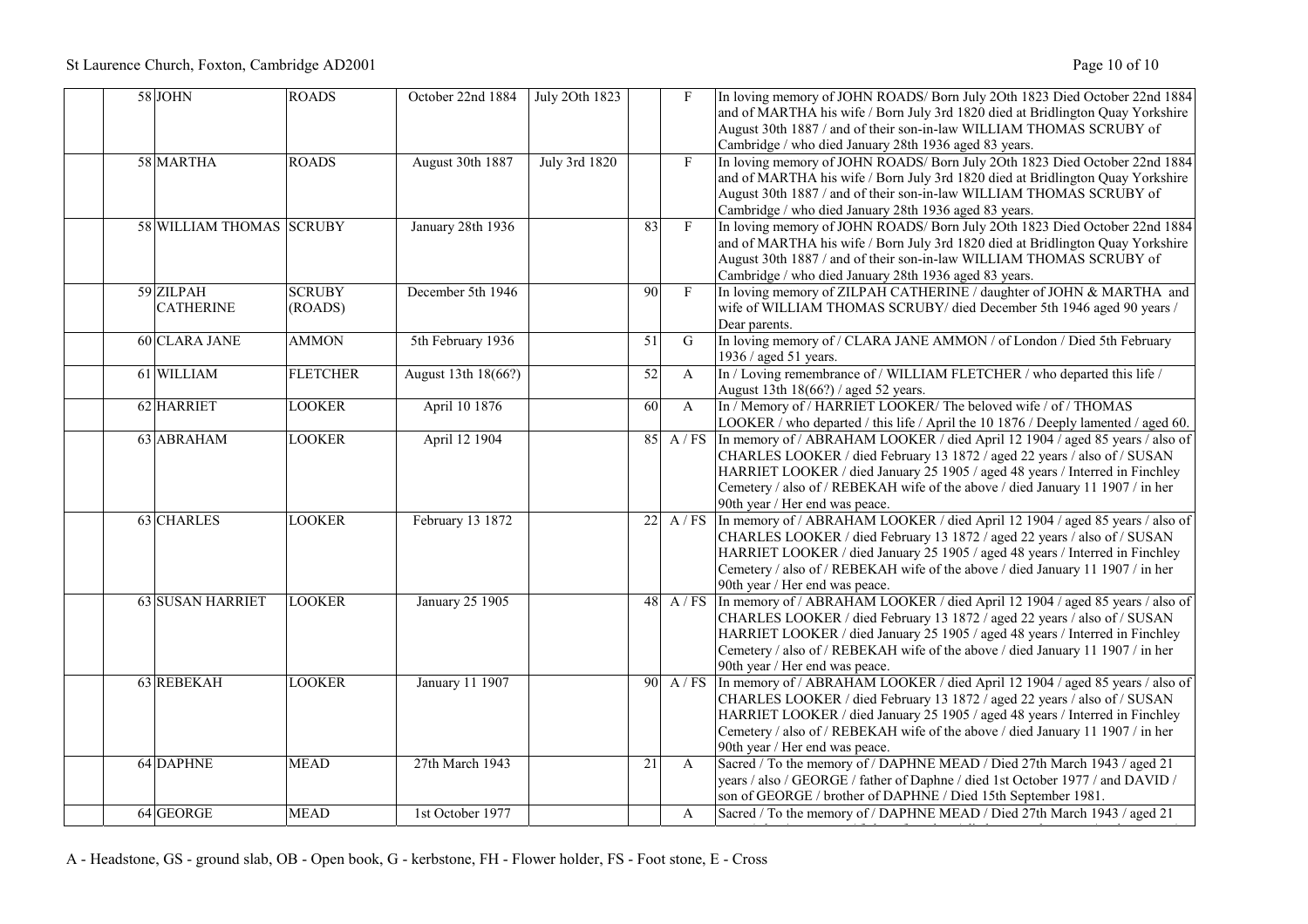| | | | | | | | |
|---|---|---|---|---|---|---|---|
| 58 | JOHN | ROADS | October 22nd 1884 | July 2Oth 1823 | | F | In loving memory of JOHN ROADS/ Born July 2Oth 1823 Died October 22nd 1884 and of MARTHA his wife / Born July 3rd 1820 died at Bridlington Quay Yorkshire August 30th 1887 / and of their son-in-law WILLIAM THOMAS SCRUBY of Cambridge / who died January 28th 1936 aged 83 years. |
| 58 | MARTHA | ROADS | August 30th 1887 | July 3rd 1820 | | F | In loving memory of JOHN ROADS/ Born July 2Oth 1823 Died October 22nd 1884 and of MARTHA his wife / Born July 3rd 1820 died at Bridlington Quay Yorkshire August 30th 1887 / and of their son-in-law WILLIAM THOMAS SCRUBY of Cambridge / who died January 28th 1936 aged 83 years. |
| 58 | WILLIAM THOMAS | SCRUBY | January 28th 1936 | | 83 | F | In loving memory of JOHN ROADS/ Born July 2Oth 1823 Died October 22nd 1884 and of MARTHA his wife / Born July 3rd 1820 died at Bridlington Quay Yorkshire August 30th 1887 / and of their son-in-law WILLIAM THOMAS SCRUBY of Cambridge / who died January 28th 1936 aged 83 years. |
| 59 | ZILPAH CATHERINE | SCRUBY (ROADS) | December 5th 1946 | | 90 | F | In loving memory of ZILPAH CATHERINE / daughter of JOHN & MARTHA and wife of WILLIAM THOMAS SCRUBY/ died December 5th 1946 aged 90 years / Dear parents. |
| 60 | CLARA JANE | AMMON | 5th February 1936 | | 51 | G | In loving memory of / CLARA JANE AMMON / of London / Died 5th February 1936 / aged 51 years. |
| 61 | WILLIAM | FLETCHER | August 13th 18(66?) | | 52 | A | In / Loving remembrance of / WILLIAM FLETCHER / who departed this life / August 13th 18(66?) / aged 52 years. |
| 62 | HARRIET | LOOKER | April 10 1876 | | 60 | A | In / Memory of / HARRIET LOOKER/ The beloved wife / of / THOMAS LOOKER / who departed / this life / April the 10 1876 / Deeply lamented / aged 60. |
| 63 | ABRAHAM | LOOKER | April 12 1904 | | 85 | A / FS | In memory of / ABRAHAM LOOKER / died April 12 1904 / aged 85 years / also of CHARLES LOOKER / died February 13 1872 / aged 22 years / also of / SUSAN HARRIET LOOKER / died January 25 1905 / aged 48 years / Interred in Finchley Cemetery / also of / REBEKAH wife of the above / died January 11 1907 / in her 90th year / Her end was peace. |
| 63 | CHARLES | LOOKER | February 13 1872 | | 22 | A / FS | In memory of / ABRAHAM LOOKER / died April 12 1904 / aged 85 years / also of CHARLES LOOKER / died February 13 1872 / aged 22 years / also of / SUSAN HARRIET LOOKER / died January 25 1905 / aged 48 years / Interred in Finchley Cemetery / also of / REBEKAH wife of the above / died January 11 1907 / in her 90th year / Her end was peace. |
| 63 | SUSAN HARRIET | LOOKER | January 25 1905 | | 48 | A / FS | In memory of / ABRAHAM LOOKER / died April 12 1904 / aged 85 years / also of CHARLES LOOKER / died February 13 1872 / aged 22 years / also of / SUSAN HARRIET LOOKER / died January 25 1905 / aged 48 years / Interred in Finchley Cemetery / also of / REBEKAH wife of the above / died January 11 1907 / in her 90th year / Her end was peace. |
| 63 | REBEKAH | LOOKER | January 11 1907 | | 90 | A / FS | In memory of / ABRAHAM LOOKER / died April 12 1904 / aged 85 years / also of CHARLES LOOKER / died February 13 1872 / aged 22 years / also of / SUSAN HARRIET LOOKER / died January 25 1905 / aged 48 years / Interred in Finchley Cemetery / also of / REBEKAH wife of the above / died January 11 1907 / in her 90th year / Her end was peace. |
| 64 | DAPHNE | MEAD | 27th March 1943 | | 21 | A | Sacred / To the memory of / DAPHNE MEAD / Died 27th March 1943 / aged 21 years / also / GEORGE / father of Daphne / died 1st October 1977 / and DAVID / son of GEORGE / brother of DAPHNE / Died 15th September 1981. |
| 64 | GEORGE | MEAD | 1st October 1977 | | | A | Sacred / To the memory of / DAPHNE MEAD / Died 27th March 1943 / aged 21 |

A - Headstone, GS - ground slab, OB - Open book, G - kerbstone, FH - Flower holder, FS - Foot stone, E - Cross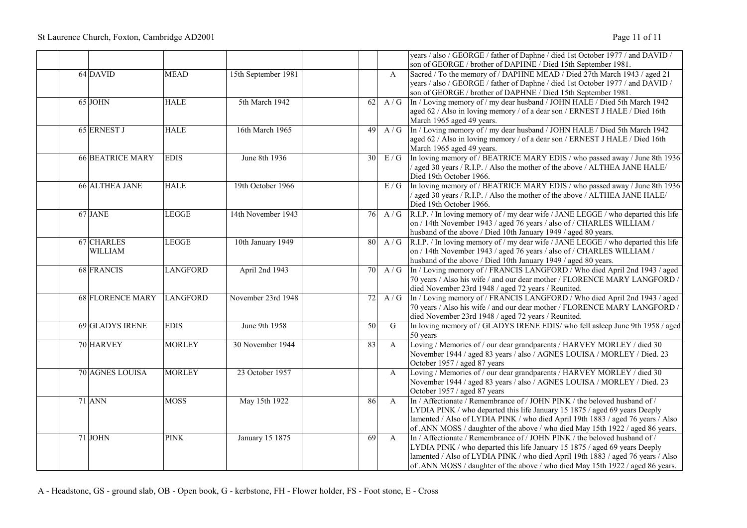| | | | | | | | |
|---|---|---|---|---|---|---|---|
| | | | | | | | years / also / GEORGE / father of Daphne / died 1st October 1977 / and DAVID / son of GEORGE / brother of DAPHNE / Died 15th September 1981. |
| | 64 DAVID | MEAD | 15th September 1981 | | | A | Sacred / To the memory of / DAPHNE MEAD / Died 27th March 1943 / aged 21 years / also / GEORGE / father of Daphne / died 1st October 1977 / and DAVID / son of GEORGE / brother of DAPHNE / Died 15th September 1981. |
| | 65 JOHN | HALE | 5th March 1942 | | 62 | A / G | In / Loving memory of / my dear husband / JOHN HALE / Died 5th March 1942 aged 62 / Also in loving memory / of a dear son / ERNEST J HALE / Died 16th March 1965 aged 49 years. |
| | 65 ERNEST J | HALE | 16th March 1965 | | 49 | A / G | In / Loving memory of / my dear husband / JOHN HALE / Died 5th March 1942 aged 62 / Also in loving memory / of a dear son / ERNEST J HALE / Died 16th March 1965 aged 49 years. |
| | 66 BEATRICE MARY | EDIS | June 8th 1936 | | 30 | E / G | In loving memory of / BEATRICE MARY EDIS / who passed away / June 8th 1936 / aged 30 years / R.I.P. / Also the mother of the above / ALTHEA JANE HALE/ Died 19th October 1966. |
| | 66 ALTHEA JANE | HALE | 19th October 1966 | | | E / G | In loving memory of / BEATRICE MARY EDIS / who passed away / June 8th 1936 / aged 30 years / R.I.P. / Also the mother of the above / ALTHEA JANE HALE/ Died 19th October 1966. |
| | 67 JANE | LEGGE | 14th November 1943 | | 76 | A / G | R.I.P. / In loving memory of / my dear wife / JANE LEGGE / who departed this life on / 14th November 1943 / aged 76 years / also of / CHARLES WILLIAM / husband of the above / Died 10th January 1949 / aged 80 years. |
| | 67 CHARLES WILLIAM | LEGGE | 10th January 1949 | | 80 | A / G | R.I.P. / In loving memory of / my dear wife / JANE LEGGE / who departed this life on / 14th November 1943 / aged 76 years / also of / CHARLES WILLIAM / husband of the above / Died 10th January 1949 / aged 80 years. |
| | 68 FRANCIS | LANGFORD | April 2nd 1943 | | 70 | A / G | In / Loving memory of / FRANCIS LANGFORD / Who died April 2nd 1943 / aged 70 years / Also his wife / and our dear mother / FLORENCE MARY LANGFORD / died November 23rd 1948 / aged 72 years / Reunited. |
| | 68 FLORENCE MARY | LANGFORD | November 23rd 1948 | | 72 | A / G | In / Loving memory of / FRANCIS LANGFORD / Who died April 2nd 1943 / aged 70 years / Also his wife / and our dear mother / FLORENCE MARY LANGFORD / died November 23rd 1948 / aged 72 years / Reunited. |
| | 69 GLADYS IRENE | EDIS | June 9th 1958 | | 50 | G | In loving memory of / GLADYS IRENE EDIS/ who fell asleep June 9th 1958 / aged 50 years |
| | 70 HARVEY | MORLEY | 30 November 1944 | | 83 | A | Loving / Memories of / our dear grandparents / HARVEY MORLEY / died 30 November 1944 / aged 83 years / also / AGNES LOUISA / MORLEY / Died. 23 October 1957 / aged 87 years |
| | 70 AGNES LOUISA | MORLEY | 23 October 1957 | | | A | Loving / Memories of / our dear grandparents / HARVEY MORLEY / died 30 November 1944 / aged 83 years / also / AGNES LOUISA / MORLEY / Died. 23 October 1957 / aged 87 years |
| | 71 ANN | MOSS | May 15th 1922 | | 86 | A | In / Affectionate / Remembrance of / JOHN PINK / the beloved husband of / LYDIA PINK / who departed this life January 15 1875 / aged 69 years Deeply lamented / Also of LYDIA PINK / who died April 19th 1883 / aged 76 years / Also of .ANN MOSS / daughter of the above / who died May 15th 1922 / aged 86 years. |
| | 71 JOHN | PINK | January 15 1875 | | 69 | A | In / Affectionate / Remembrance of / JOHN PINK / the beloved husband of / LYDIA PINK / who departed this life January 15 1875 / aged 69 years Deeply lamented / Also of LYDIA PINK / who died April 19th 1883 / aged 76 years / Also of .ANN MOSS / daughter of the above / who died May 15th 1922 / aged 86 years. |

A - Headstone, GS - ground slab, OB - Open book, G - kerbstone, FH - Flower holder, FS - Foot stone, E - Cross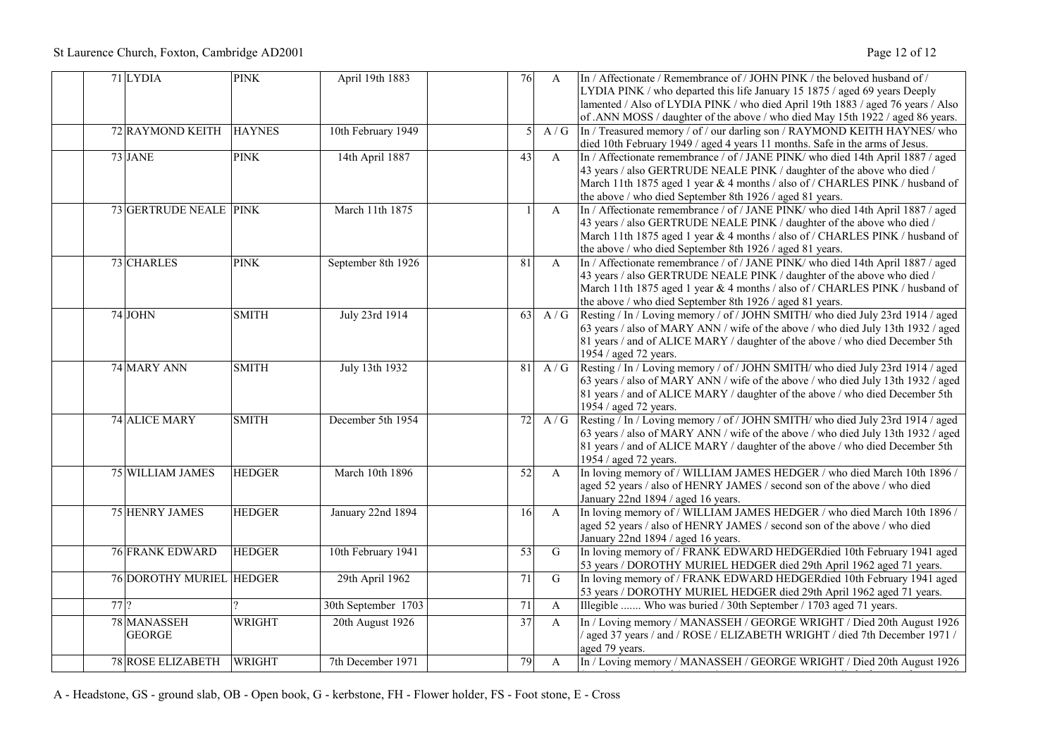|  |  |  |  |  |  |  |  |
|---|---|---|---|---|---|---|---|
|  | 71 | LYDIA | PINK | April 19th 1883 |  | 76 | A | In / Affectionate / Remembrance of / JOHN PINK / the beloved husband of / LYDIA PINK / who departed this life January 15 1875 / aged 69 years Deeply lamented / Also of LYDIA PINK / who died April 19th 1883 / aged 76 years / Also of .ANN MOSS / daughter of the above / who died May 15th 1922 / aged 86 years. |
|  | 72 | RAYMOND KEITH | HAYNES | 10th February 1949 |  | 5 | A / G | In / Treasured memory / of / our darling son / RAYMOND KEITH HAYNES/ who died 10th February 1949 / aged 4 years 11 months. Safe in the arms of Jesus. |
|  | 73 | JANE | PINK | 14th April 1887 |  | 43 | A | In / Affectionate remembrance / of / JANE PINK/ who died 14th April 1887 / aged 43 years / also GERTRUDE NEALE PINK / daughter of the above who died / March 11th 1875 aged 1 year & 4 months / also of / CHARLES PINK / husband of the above / who died September 8th 1926 / aged 81 years. |
|  | 73 | GERTRUDE NEALE | PINK | March 11th 1875 |  | 1 | A | In / Affectionate remembrance / of / JANE PINK/ who died 14th April 1887 / aged 43 years / also GERTRUDE NEALE PINK / daughter of the above who died / March 11th 1875 aged 1 year & 4 months / also of / CHARLES PINK / husband of the above / who died September 8th 1926 / aged 81 years. |
|  | 73 | CHARLES | PINK | September 8th 1926 |  | 81 | A | In / Affectionate remembrance / of / JANE PINK/ who died 14th April 1887 / aged 43 years / also GERTRUDE NEALE PINK / daughter of the above who died / March 11th 1875 aged 1 year & 4 months / also of / CHARLES PINK / husband of the above / who died September 8th 1926 / aged 81 years. |
|  | 74 | JOHN | SMITH | July 23rd 1914 |  | 63 | A / G | Resting / In / Loving memory / of / JOHN SMITH/ who died July 23rd 1914 / aged 63 years / also of MARY ANN / wife of the above / who died July 13th 1932 / aged 81 years / and of ALICE MARY / daughter of the above / who died December 5th 1954 / aged 72 years. |
|  | 74 | MARY ANN | SMITH | July 13th 1932 |  | 81 | A / G | Resting / In / Loving memory / of / JOHN SMITH/ who died July 23rd 1914 / aged 63 years / also of MARY ANN / wife of the above / who died July 13th 1932 / aged 81 years / and of ALICE MARY / daughter of the above / who died December 5th 1954 / aged 72 years. |
|  | 74 | ALICE MARY | SMITH | December 5th 1954 |  | 72 | A / G | Resting / In / Loving memory / of / JOHN SMITH/ who died July 23rd 1914 / aged 63 years / also of MARY ANN / wife of the above / who died July 13th 1932 / aged 81 years / and of ALICE MARY / daughter of the above / who died December 5th 1954 / aged 72 years. |
|  | 75 | WILLIAM JAMES | HEDGER | March 10th 1896 |  | 52 | A | In loving memory of / WILLIAM JAMES HEDGER / who died March 10th 1896 / aged 52 years / also of HENRY JAMES / second son of the above / who died January 22nd 1894 / aged 16 years. |
|  | 75 | HENRY JAMES | HEDGER | January 22nd 1894 |  | 16 | A | In loving memory of / WILLIAM JAMES HEDGER / who died March 10th 1896 / aged 52 years / also of HENRY JAMES / second son of the above / who died January 22nd 1894 / aged 16 years. |
|  | 76 | FRANK EDWARD | HEDGER | 10th February 1941 |  | 53 | G | In loving memory of / FRANK EDWARD HEDGERdied 10th February 1941 aged 53 years / DOROTHY MURIEL HEDGER died 29th April 1962 aged 71 years. |
|  | 76 | DOROTHY MURIEL | HEDGER | 29th April 1962 |  | 71 | G | In loving memory of / FRANK EDWARD HEDGERdied 10th February 1941 aged 53 years / DOROTHY MURIEL HEDGER died 29th April 1962 aged 71 years. |
|  | 77 | ? | ? | 30th September 1703 |  | 71 | A | Illegible ....... Who was buried / 30th September / 1703 aged 71 years. |
|  | 78 | MANASSEH GEORGE | WRIGHT | 20th August 1926 |  | 37 | A | In / Loving memory / MANASSEH / GEORGE WRIGHT / Died 20th August 1926 / aged 37 years / and / ROSE / ELIZABETH WRIGHT / died 7th December 1971 / aged 79 years. |
|  | 78 | ROSE ELIZABETH | WRIGHT | 7th December 1971 |  | 79 | A | In / Loving memory / MANASSEH / GEORGE WRIGHT / Died 20th August 1926 |

A - Headstone, GS - ground slab, OB - Open book, G - kerbstone, FH - Flower holder, FS - Foot stone, E - Cross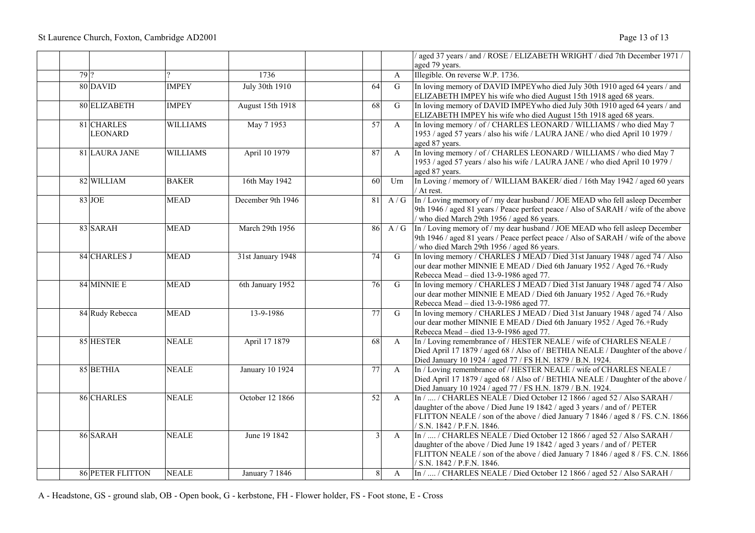| | | | | | | | |
|---|---|---|---|---|---|---|---|
| | | | | | | | / aged 37 years / and / ROSE / ELIZABETH WRIGHT / died 7th December 1971 / aged 79 years. |
| | 79 ? | ? | 1736 | | | A | Illegible. On reverse W.P. 1736. |
| | 80 DAVID | IMPEY | July 30th 1910 | | 64 | G | In loving memory of DAVID IMPEYwho died July 30th 1910 aged 64 years / and ELIZABETH IMPEY his wife who died August 15th 1918 aged 68 years. |
| | 80 ELIZABETH | IMPEY | August 15th 1918 | | 68 | G | In loving memory of DAVID IMPEYwho died July 30th 1910 aged 64 years / and ELIZABETH IMPEY his wife who died August 15th 1918 aged 68 years. |
| | 81 CHARLES LEONARD | WILLIAMS | May 7 1953 | | 57 | A | In loving memory / of / CHARLES LEONARD / WILLIAMS / who died May 7 1953 / aged 57 years / also his wife / LAURA JANE / who died April 10 1979 / aged 87 years. |
| | 81 LAURA JANE | WILLIAMS | April 10 1979 | | 87 | A | In loving memory / of / CHARLES LEONARD / WILLIAMS / who died May 7 1953 / aged 57 years / also his wife / LAURA JANE / who died April 10 1979 / aged 87 years. |
| | 82 WILLIAM | BAKER | 16th May 1942 | | 60 | Urn | In Loving / memory of / WILLIAM BAKER/ died / 16th May 1942 / aged 60 years / At rest. |
| | 83 JOE | MEAD | December 9th 1946 | | 81 | A / G | In / Loving memory of / my dear husband / JOE MEAD who fell asleep December 9th 1946 / aged 81 years / Peace perfect peace / Also of SARAH / wife of the above / who died March 29th 1956 / aged 86 years. |
| | 83 SARAH | MEAD | March 29th 1956 | | 86 | A / G | In / Loving memory of / my dear husband / JOE MEAD who fell asleep December 9th 1946 / aged 81 years / Peace perfect peace / Also of SARAH / wife of the above / who died March 29th 1956 / aged 86 years. |
| | 84 CHARLES J | MEAD | 31st January 1948 | | 74 | G | In loving memory / CHARLES J MEAD / Died 31st January 1948 / aged 74 / Also our dear mother MINNIE E MEAD / Died 6th January 1952 / Aged 76.+Rudy Rebecca Mead – died 13-9-1986 aged 77. |
| | 84 MINNIE E | MEAD | 6th January 1952 | | 76 | G | In loving memory / CHARLES J MEAD / Died 31st January 1948 / aged 74 / Also our dear mother MINNIE E MEAD / Died 6th January 1952 / Aged 76.+Rudy Rebecca Mead – died 13-9-1986 aged 77. |
| | 84 Rudy Rebecca | MEAD | 13-9-1986 | | 77 | G | In loving memory / CHARLES J MEAD / Died 31st January 1948 / aged 74 / Also our dear mother MINNIE E MEAD / Died 6th January 1952 / Aged 76.+Rudy Rebecca Mead – died 13-9-1986 aged 77. |
| | 85 HESTER | NEALE | April 17 1879 | | 68 | A | In / Loving remembrance of / HESTER NEALE / wife of CHARLES NEALE / Died April 17 1879 / aged 68 / Also of / BETHIA NEALE / Daughter of the above / Died January 10 1924 / aged 77 / FS H.N. 1879 / B.N. 1924. |
| | 85 BETHIA | NEALE | January 10 1924 | | 77 | A | In / Loving remembrance of / HESTER NEALE / wife of CHARLES NEALE / Died April 17 1879 / aged 68 / Also of / BETHIA NEALE / Daughter of the above / Died January 10 1924 / aged 77 / FS H.N. 1879 / B.N. 1924. |
| | 86 CHARLES | NEALE | October 12 1866 | | 52 | A | In / .... / CHARLES NEALE / Died October 12 1866 / aged 52 / Also SARAH / daughter of the above / Died June 19 1842 / aged 3 years / and of / PETER FLITTON NEALE / son of the above / died January 7 1846 / aged 8 / FS. C.N. 1866 / S.N. 1842 / P.F.N. 1846. |
| | 86 SARAH | NEALE | June 19 1842 | | 3 | A | In / .... / CHARLES NEALE / Died October 12 1866 / aged 52 / Also SARAH / daughter of the above / Died June 19 1842 / aged 3 years / and of / PETER FLITTON NEALE / son of the above / died January 7 1846 / aged 8 / FS. C.N. 1866 / S.N. 1842 / P.F.N. 1846. |
| | 86 PETER FLITTON | NEALE | January 7 1846 | | 8 | A | In / .... / CHARLES NEALE / Died October 12 1866 / aged 52 / Also SARAH / |

A - Headstone, GS - ground slab, OB - Open book, G - kerbstone, FH - Flower holder, FS - Foot stone, E - Cross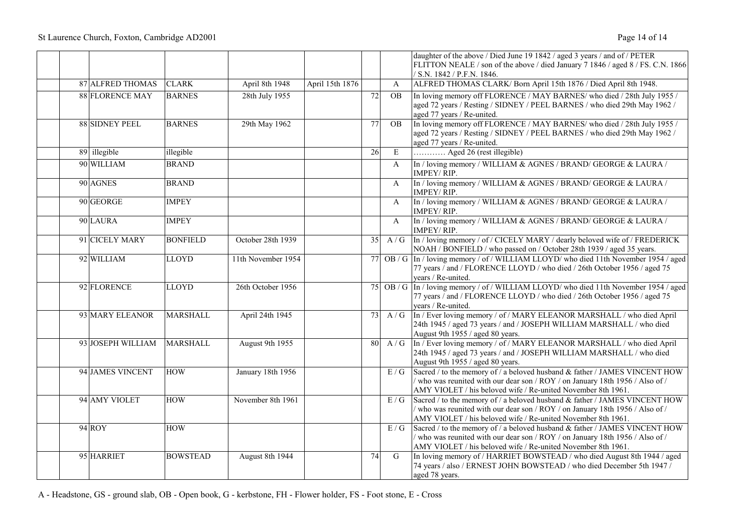| | | | | | | | |
|---|---|---|---|---|---|---|---|
| | | | | | | | daughter of the above / Died June 19 1842 / aged 3 years / and of / PETER FLITTON NEALE / son of the above / died January 7 1846 / aged 8 / FS. C.N. 1866 / S.N. 1842 / P.F.N. 1846. |
| 87 | ALFRED THOMAS | CLARK | April 8th 1948 | April 15th 1876 | | A | ALFRED THOMAS CLARK/ Born April 15th 1876 / Died April 8th 1948. |
| 88 | FLORENCE MAY | BARNES | 28th July 1955 | | 72 | OB | In loving memory off FLORENCE / MAY BARNES/ who died / 28th July 1955 / aged 72 years / Resting / SIDNEY / PEEL BARNES / who died 29th May 1962 / aged 77 years / Re-united. |
| 88 | SIDNEY PEEL | BARNES | 29th May 1962 | | 77 | OB | In loving memory off FLORENCE / MAY BARNES/ who died / 28th July 1955 / aged 72 years / Resting / SIDNEY / PEEL BARNES / who died 29th May 1962 / aged 77 years / Re-united. |
| 89 | illegible | illegible | | | 26 | E | ………… Aged 26 (rest illegible) |
| 90 | WILLIAM | BRAND | | | | A | In / loving memory / WILLIAM & AGNES / BRAND/ GEORGE & LAURA / IMPEY/ RIP. |
| 90 | AGNES | BRAND | | | | A | In / loving memory / WILLIAM & AGNES / BRAND/ GEORGE & LAURA / IMPEY/ RIP. |
| 90 | GEORGE | IMPEY | | | | A | In / loving memory / WILLIAM & AGNES / BRAND/ GEORGE & LAURA / IMPEY/ RIP. |
| 90 | LAURA | IMPEY | | | | A | In / loving memory / WILLIAM & AGNES / BRAND/ GEORGE & LAURA / IMPEY/ RIP. |
| 91 | CICELY MARY | BONFIELD | October 28th 1939 | | 35 | A / G | In / loving memory / of / CICELY MARY / dearly beloved wife of / FREDERICK NOAH / BONFIELD / who passed on / October 28th 1939 / aged 35 years. |
| 92 | WILLIAM | LLOYD | 11th November 1954 | | 77 | OB / G | In / loving memory / of / WILLIAM LLOYD/ who died 11th November 1954 / aged 77 years / and / FLORENCE LLOYD / who died / 26th October 1956 / aged 75 years / Re-united. |
| 92 | FLORENCE | LLOYD | 26th October 1956 | | 75 | OB / G | In / loving memory / of / WILLIAM LLOYD/ who died 11th November 1954 / aged 77 years / and / FLORENCE LLOYD / who died / 26th October 1956 / aged 75 years / Re-united. |
| 93 | MARY ELEANOR | MARSHALL | April 24th 1945 | | 73 | A / G | In / Ever loving memory / of / MARY ELEANOR MARSHALL / who died April 24th 1945 / aged 73 years / and / JOSEPH WILLIAM MARSHALL / who died August 9th 1955 / aged 80 years. |
| 93 | JOSEPH WILLIAM | MARSHALL | August 9th 1955 | | 80 | A / G | In / Ever loving memory / of / MARY ELEANOR MARSHALL / who died April 24th 1945 / aged 73 years / and / JOSEPH WILLIAM MARSHALL / who died August 9th 1955 / aged 80 years. |
| 94 | JAMES VINCENT | HOW | January 18th 1956 | | | E / G | Sacred / to the memory of / a beloved husband & father / JAMES VINCENT HOW / who was reunited with our dear son / ROY / on January 18th 1956 / Also of / AMY VIOLET / his beloved wife / Re-united November 8th 1961. |
| 94 | AMY VIOLET | HOW | November 8th 1961 | | | E / G | Sacred / to the memory of / a beloved husband & father / JAMES VINCENT HOW / who was reunited with our dear son / ROY / on January 18th 1956 / Also of / AMY VIOLET / his beloved wife / Re-united November 8th 1961. |
| 94 | ROY | HOW | | | | E / G | Sacred / to the memory of / a beloved husband & father / JAMES VINCENT HOW / who was reunited with our dear son / ROY / on January 18th 1956 / Also of / AMY VIOLET / his beloved wife / Re-united November 8th 1961. |
| 95 | HARRIET | BOWSTEAD | August 8th 1944 | | 74 | G | In loving memory of / HARRIET BOWSTEAD / who died August 8th 1944 / aged 74 years / also / ERNEST JOHN BOWSTEAD / who died December 5th 1947 / aged 78 years. |

A - Headstone, GS - ground slab, OB - Open book, G - kerbstone, FH - Flower holder, FS - Foot stone, E - Cross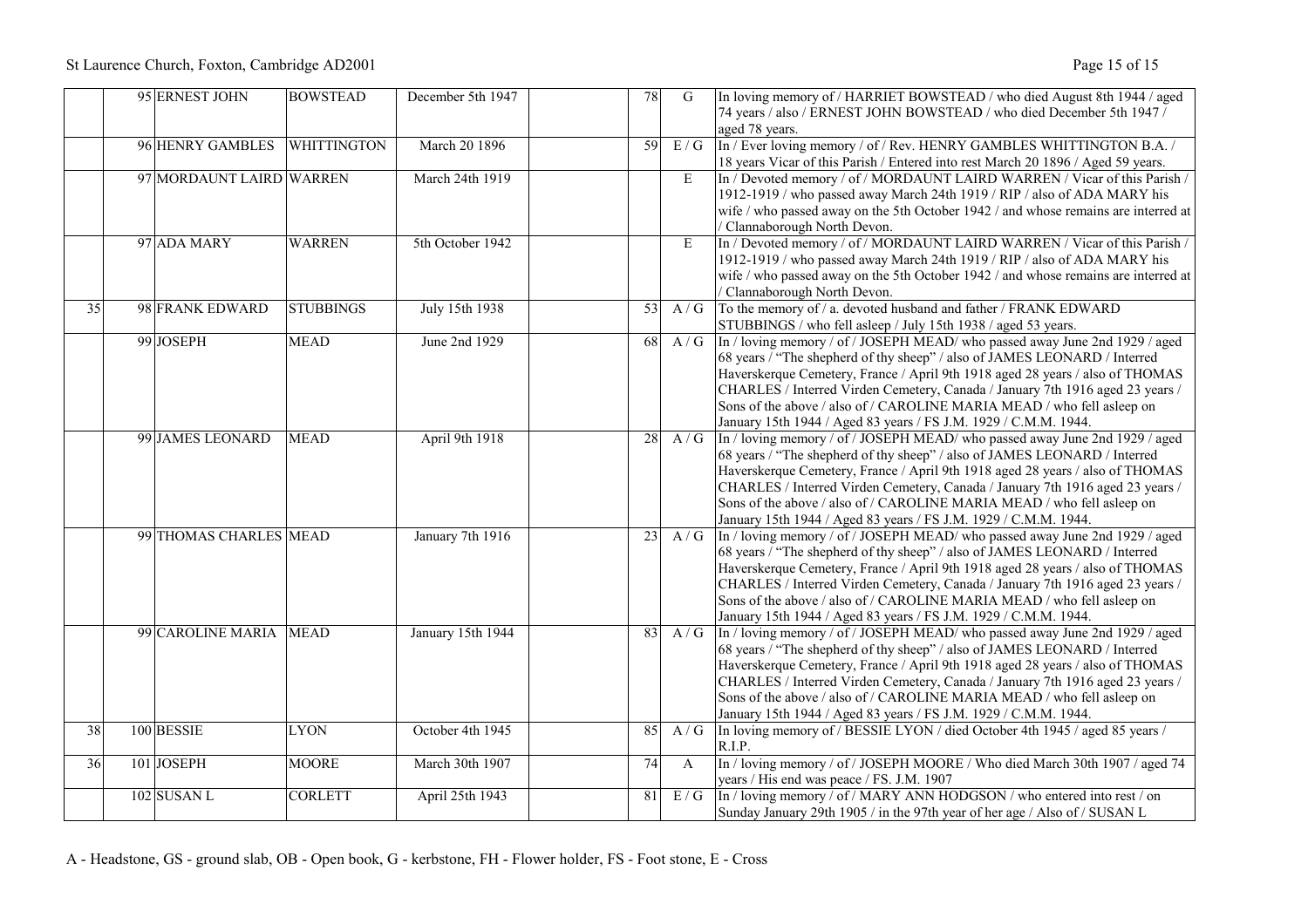| | | | | | | | | |
|---|---|---|---|---|---|---|---|---|
| | 95 | ERNEST JOHN | BOWSTEAD | December 5th 1947 | | 78 | G | In loving memory of / HARRIET BOWSTEAD / who died August 8th 1944 / aged 74 years / also / ERNEST JOHN BOWSTEAD / who died December 5th 1947 / aged 78 years. |
| | 96 | HENRY GAMBLES | WHITTINGTON | March 20 1896 | | 59 | E / G | In / Ever loving memory / of / Rev. HENRY GAMBLES WHITTINGTON B.A. / 18 years Vicar of this Parish / Entered into rest March 20 1896 / Aged 59 years. |
| | 97 | MORDAUNT LAIRD | WARREN | March 24th 1919 | | | E | In / Devoted memory / of / MORDAUNT LAIRD WARREN / Vicar of this Parish / 1912-1919 / who passed away March 24th 1919 / RIP / also of ADA MARY his wife / who passed away on the 5th October 1942 / and whose remains are interred at / Clannaborough North Devon. |
| | 97 | ADA MARY | WARREN | 5th October 1942 | | | E | In / Devoted memory / of / MORDAUNT LAIRD WARREN / Vicar of this Parish / 1912-1919 / who passed away March 24th 1919 / RIP / also of ADA MARY his wife / who passed away on the 5th October 1942 / and whose remains are interred at / Clannaborough North Devon. |
| 35 | 98 | FRANK EDWARD | STUBBINGS | July 15th 1938 | | 53 | A / G | To the memory of / a. devoted husband and father / FRANK EDWARD STUBBINGS / who fell asleep / July 15th 1938 / aged 53 years. |
| | 99 | JOSEPH | MEAD | June 2nd 1929 | | 68 | A / G | In / loving memory / of / JOSEPH MEAD/ who passed away June 2nd 1929 / aged 68 years / "The shepherd of thy sheep" / also of JAMES LEONARD / Interred Haverskerque Cemetery, France / April 9th 1918 aged 28 years / also of THOMAS CHARLES / Interred Virden Cemetery, Canada / January 7th 1916 aged 23 years / Sons of the above / also of / CAROLINE MARIA MEAD / who fell asleep on January 15th 1944 / Aged 83 years / FS J.M. 1929 / C.M.M. 1944. |
| | 99 | JAMES LEONARD | MEAD | April 9th 1918 | | 28 | A / G | In / loving memory / of / JOSEPH MEAD/ who passed away June 2nd 1929 / aged 68 years / "The shepherd of thy sheep" / also of JAMES LEONARD / Interred Haverskerque Cemetery, France / April 9th 1918 aged 28 years / also of THOMAS CHARLES / Interred Virden Cemetery, Canada / January 7th 1916 aged 23 years / Sons of the above / also of / CAROLINE MARIA MEAD / who fell asleep on January 15th 1944 / Aged 83 years / FS J.M. 1929 / C.M.M. 1944. |
| | 99 | THOMAS CHARLES | MEAD | January 7th 1916 | | 23 | A / G | In / loving memory / of / JOSEPH MEAD/ who passed away June 2nd 1929 / aged 68 years / "The shepherd of thy sheep" / also of JAMES LEONARD / Interred Haverskerque Cemetery, France / April 9th 1918 aged 28 years / also of THOMAS CHARLES / Interred Virden Cemetery, Canada / January 7th 1916 aged 23 years / Sons of the above / also of / CAROLINE MARIA MEAD / who fell asleep on January 15th 1944 / Aged 83 years / FS J.M. 1929 / C.M.M. 1944. |
| | 99 | CAROLINE MARIA | MEAD | January 15th 1944 | | 83 | A / G | In / loving memory / of / JOSEPH MEAD/ who passed away June 2nd 1929 / aged 68 years / "The shepherd of thy sheep" / also of JAMES LEONARD / Interred Haverskerque Cemetery, France / April 9th 1918 aged 28 years / also of THOMAS CHARLES / Interred Virden Cemetery, Canada / January 7th 1916 aged 23 years / Sons of the above / also of / CAROLINE MARIA MEAD / who fell asleep on January 15th 1944 / Aged 83 years / FS J.M. 1929 / C.M.M. 1944. |
| 38 | 100 | BESSIE | LYON | October 4th 1945 | | 85 | A / G | In loving memory of / BESSIE LYON / died October 4th 1945 / aged 85 years / R.I.P. |
| 36 | 101 | JOSEPH | MOORE | March 30th 1907 | | 74 | A | In / loving memory / of / JOSEPH MOORE / Who died March 30th 1907 / aged 74 years / His end was peace / FS. J.M. 1907 |
| | 102 | SUSAN L | CORLETT | April 25th 1943 | | 81 | E / G | In / loving memory / of / MARY ANN HODGSON / who entered into rest / on Sunday January 29th 1905 / in the 97th year of her age / Also of / SUSAN L |

A - Headstone, GS - ground slab, OB - Open book, G - kerbstone, FH - Flower holder, FS - Foot stone, E - Cross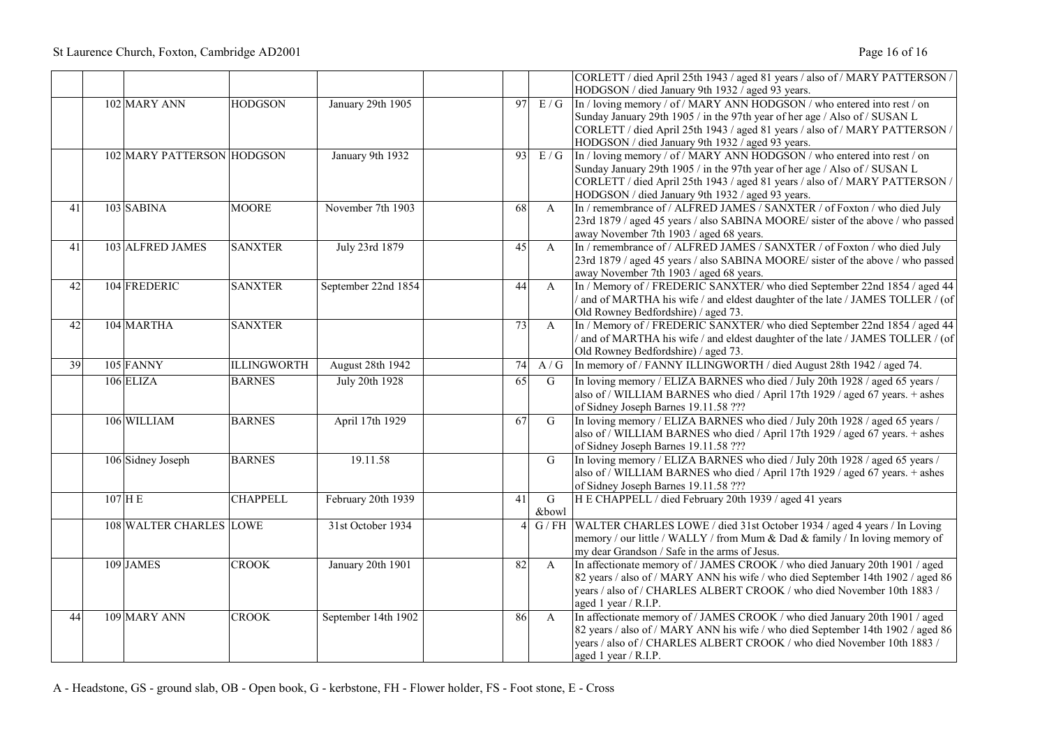| | | | | | | | | |
|---|---|---|---|---|---|---|---|---|
| | | | | | | | | CORLETT / died April 25th 1943 / aged 81 years / also of / MARY PATTERSON / HODGSON / died January 9th 1932 / aged 93 years. |
| | 102 | MARY ANN | HODGSON | January 29th 1905 | | 97 | E / G | In / loving memory / of / MARY ANN HODGSON / who entered into rest / on Sunday January 29th 1905 / in the 97th year of her age / Also of / SUSAN L CORLETT / died April 25th 1943 / aged 81 years / also of / MARY PATTERSON / HODGSON / died January 9th 1932 / aged 93 years. |
| | 102 | MARY PATTERSON | HODGSON | January 9th 1932 | | 93 | E / G | In / loving memory / of / MARY ANN HODGSON / who entered into rest / on Sunday January 29th 1905 / in the 97th year of her age / Also of / SUSAN L CORLETT / died April 25th 1943 / aged 81 years / also of / MARY PATTERSON / HODGSON / died January 9th 1932 / aged 93 years. |
| 41 | 103 | SABINA | MOORE | November 7th 1903 | | 68 | A | In / remembrance of / ALFRED JAMES / SANXTER / of Foxton / who died July 23rd 1879 / aged 45 years / also SABINA MOORE/ sister of the above / who passed away November 7th 1903 / aged 68 years. |
| 41 | 103 | ALFRED JAMES | SANXTER | July 23rd 1879 | | 45 | A | In / remembrance of / ALFRED JAMES / SANXTER / of Foxton / who died July 23rd 1879 / aged 45 years / also SABINA MOORE/ sister of the above / who passed away November 7th 1903 / aged 68 years. |
| 42 | 104 | FREDERIC | SANXTER | September 22nd 1854 | | 44 | A | In / Memory of / FREDERIC SANXTER/ who died September 22nd 1854 / aged 44 / and of MARTHA his wife / and eldest daughter of the late / JAMES TOLLER / (of Old Rowney Bedfordshire) / aged 73. |
| 42 | 104 | MARTHA | SANXTER | | | 73 | A | In / Memory of / FREDERIC SANXTER/ who died September 22nd 1854 / aged 44 / and of MARTHA his wife / and eldest daughter of the late / JAMES TOLLER / (of Old Rowney Bedfordshire) / aged 73. |
| 39 | 105 | FANNY | ILLINGWORTH | August 28th 1942 | | 74 | A / G | In memory of / FANNY ILLINGWORTH / died August 28th 1942 / aged 74. |
| | 106 | ELIZA | BARNES | July 20th 1928 | | 65 | G | In loving memory / ELIZA BARNES who died / July 20th 1928 / aged 65 years / also of / WILLIAM BARNES who died / April 17th 1929 / aged 67 years. + ashes of Sidney Joseph Barnes 19.11.58 ??? |
| | 106 | WILLIAM | BARNES | April 17th 1929 | | 67 | G | In loving memory / ELIZA BARNES who died / July 20th 1928 / aged 65 years / also of / WILLIAM BARNES who died / April 17th 1929 / aged 67 years. + ashes of Sidney Joseph Barnes 19.11.58 ??? |
| | 106 | Sidney Joseph | BARNES | 19.11.58 | | | G | In loving memory / ELIZA BARNES who died / July 20th 1928 / aged 65 years / also of / WILLIAM BARNES who died / April 17th 1929 / aged 67 years. + ashes of Sidney Joseph Barnes 19.11.58 ??? |
| | 107 | H E | CHAPPELL | February 20th 1939 | | 41 | G &bowl | H E CHAPPELL / died February 20th 1939 / aged 41 years |
| | 108 | WALTER CHARLES | LOWE | 31st October 1934 | | 4 | G / FH | WALTER CHARLES LOWE / died 31st October 1934 / aged 4 years / In Loving memory / our little / WALLY / from Mum & Dad & family / In loving memory of my dear Grandson / Safe in the arms of Jesus. |
| | 109 | JAMES | CROOK | January 20th 1901 | | 82 | A | In affectionate memory of / JAMES CROOK / who died January 20th 1901 / aged 82 years / also of / MARY ANN his wife / who died September 14th 1902 / aged 86 years / also of / CHARLES ALBERT CROOK / who died November 10th 1883 / aged 1 year / R.I.P. |
| 44 | 109 | MARY ANN | CROOK | September 14th 1902 | | 86 | A | In affectionate memory of / JAMES CROOK / who died January 20th 1901 / aged 82 years / also of / MARY ANN his wife / who died September 14th 1902 / aged 86 years / also of / CHARLES ALBERT CROOK / who died November 10th 1883 / aged 1 year / R.I.P. |

A - Headstone, GS - ground slab, OB - Open book, G - kerbstone, FH - Flower holder, FS - Foot stone, E - Cross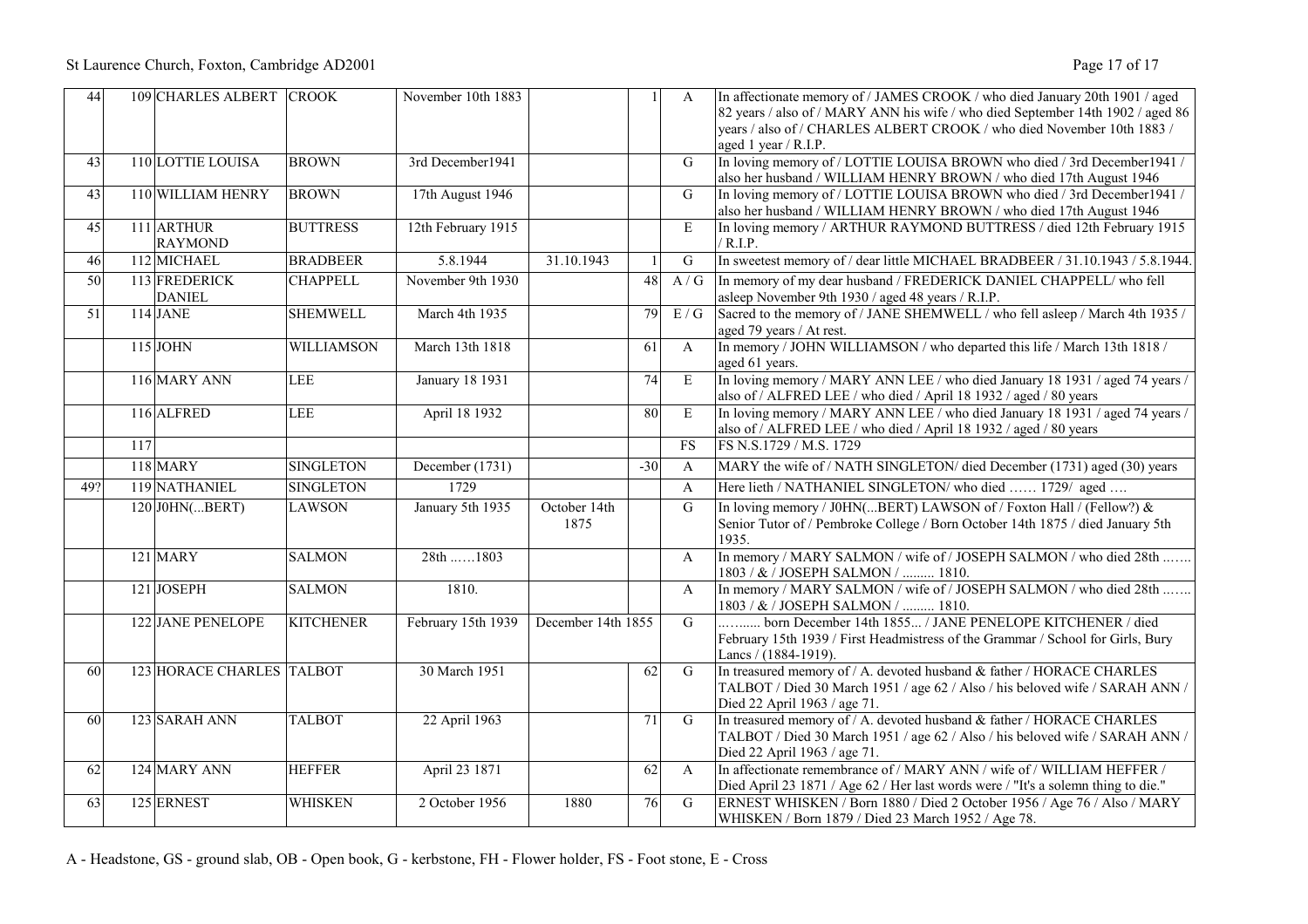| | | | | | | | | |
|---|---|---|---|---|---|---|---|---|
| 44 | 109 | CHARLES ALBERT | CROOK | November 10th 1883 | | 1 | A | In affectionate memory of / JAMES CROOK / who died January 20th 1901 / aged 82 years / also of / MARY ANN his wife / who died September 14th 1902 / aged 86 years / also of / CHARLES ALBERT CROOK / who died November 10th 1883 / aged 1 year / R.I.P. |
| 43 | 110 | LOTTIE LOUISA | BROWN | 3rd December1941 | | | G | In loving memory of / LOTTIE LOUISA BROWN who died / 3rd December1941 / also her husband / WILLIAM HENRY BROWN / who died 17th August 1946 |
| 43 | 110 | WILLIAM HENRY | BROWN | 17th August 1946 | | | G | In loving memory of / LOTTIE LOUISA BROWN who died / 3rd December1941 / also her husband / WILLIAM HENRY BROWN / who died 17th August 1946 |
| 45 | 111 | ARTHUR RAYMOND | BUTTRESS | 12th February 1915 | | | E | In loving memory / ARTHUR RAYMOND BUTTRESS / died 12th February 1915 / R.I.P. |
| 46 | 112 | MICHAEL | BRADBEER | 5.8.1944 | 31.10.1943 | 1 | G | In sweetest memory of / dear little MICHAEL BRADBEER / 31.10.1943 / 5.8.1944. |
| 50 | 113 | FREDERICK DANIEL | CHAPPELL | November 9th 1930 | | 48 | A / G | In memory of my dear husband / FREDERICK DANIEL CHAPPELL/ who fell asleep November 9th 1930 / aged 48 years / R.I.P. |
| 51 | 114 | JANE | SHEMWELL | March 4th 1935 | | 79 | E / G | Sacred to the memory of / JANE SHEMWELL / who fell asleep / March 4th 1935 / aged 79 years / At rest. |
| | 115 | JOHN | WILLIAMSON | March 13th 1818 | | 61 | A | In memory / JOHN WILLIAMSON / who departed this life / March 13th 1818 / aged 61 years. |
| | 116 | MARY ANN | LEE | January 18 1931 | | 74 | E | In loving memory / MARY ANN LEE / who died January 18 1931 / aged 74 years / also of / ALFRED LEE / who died / April 18 1932 / aged / 80 years |
| | 116 | ALFRED | LEE | April 18 1932 | | 80 | E | In loving memory / MARY ANN LEE / who died January 18 1931 / aged 74 years / also of / ALFRED LEE / who died / April 18 1932 / aged / 80 years |
| | 117 | | | | | | FS | FS N.S.1729 / M.S. 1729 |
| | 118 | MARY | SINGLETON | December (1731) | | -30 | A | MARY the wife of / NATH SINGLETON/ died December (1731) aged (30) years |
| 49? | 119 | NATHANIEL | SINGLETON | 1729 | | | A | Here lieth / NATHANIEL SINGLETON/ who died …… 1729/ aged …. |
| | 120 | J0HN(...BERT) | LAWSON | January 5th 1935 | October 14th 1875 | | G | In loving memory / J0HN(...BERT) LAWSON of / Foxton Hall / (Fellow?) & Senior Tutor of / Pembroke College / Born October 14th 1875 / died January 5th 1935. |
| | 121 | MARY | SALMON | 28th ……1803 | | | A | In memory / MARY SALMON / wife of / JOSEPH SALMON / who died 28th ……. 1803 / & / JOSEPH SALMON / ......... 1810. |
| | 121 | JOSEPH | SALMON | 1810. | | | A | In memory / MARY SALMON / wife of / JOSEPH SALMON / who died 28th ……. 1803 / & / JOSEPH SALMON / ......... 1810. |
| | 122 | JANE PENELOPE | KITCHENER | February 15th 1939 | December 14th 1855 | | G | ……..... born December 14th 1855... / JANE PENELOPE KITCHENER / died February 15th 1939 / First Headmistress of the Grammar / School for Girls, Bury Lancs / (1884-1919). |
| 60 | 123 | HORACE CHARLES | TALBOT | 30 March 1951 | | 62 | G | In treasured memory of / A. devoted husband & father / HORACE CHARLES TALBOT / Died 30 March 1951 / age 62 / Also / his beloved wife / SARAH ANN / Died 22 April 1963 / age 71. |
| 60 | 123 | SARAH ANN | TALBOT | 22 April 1963 | | 71 | G | In treasured memory of / A. devoted husband & father / HORACE CHARLES TALBOT / Died 30 March 1951 / age 62 / Also / his beloved wife / SARAH ANN / Died 22 April 1963 / age 71. |
| 62 | 124 | MARY ANN | HEFFER | April 23 1871 | | 62 | A | In affectionate remembrance of / MARY ANN / wife of / WILLIAM HEFFER / Died April 23 1871 / Age 62 / Her last words were / "It's a solemn thing to die." |
| 63 | 125 | ERNEST | WHISKEN | 2 October 1956 | 1880 | 76 | G | ERNEST WHISKEN / Born 1880 / Died 2 October 1956 / Age 76 / Also / MARY WHISKEN / Born 1879 / Died 23 March 1952 / Age 78. |

A - Headstone, GS - ground slab, OB - Open book, G - kerbstone, FH - Flower holder, FS - Foot stone, E - Cross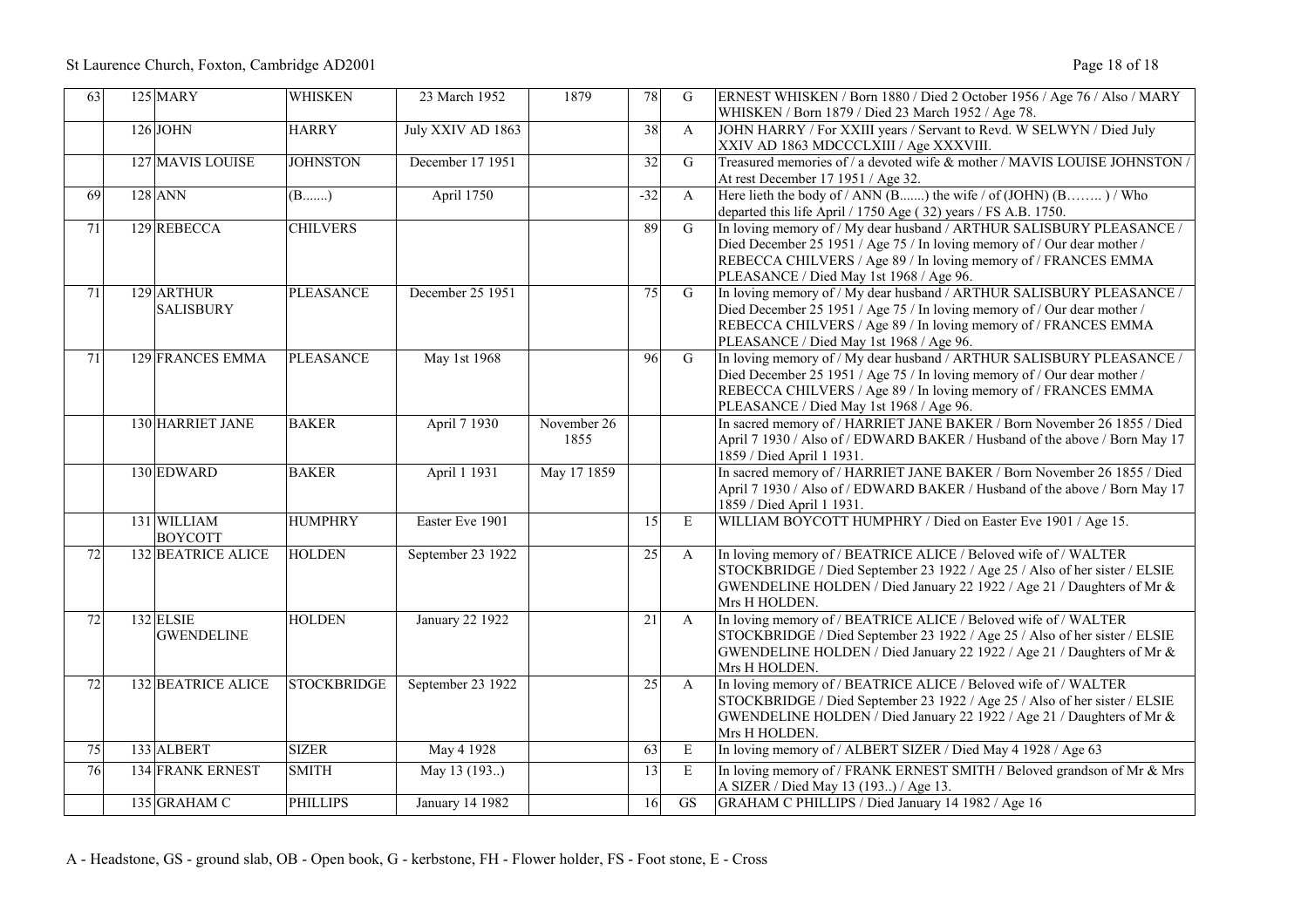| 63 | 125 | MARY | WHISKEN | 23 March 1952 | 1879 | 78 | G | ERNEST WHISKEN / Born 1880 / Died 2 October 1956 / Age 76 / Also / MARY WHISKEN / Born 1879 / Died 23 March 1952 / Age 78. |
|---|---|---|---|---|---|---|---|---|
| | 126 | JOHN | HARRY | July XXIV AD 1863 | | 38 | A | JOHN HARRY / For XXIII years / Servant to Revd. W SELWYN / Died July XXIV AD 1863 MDCCCLXIII / Age XXXVIII. |
| | 127 | MAVIS LOUISE | JOHNSTON | December 17 1951 | | 32 | G | Treasured memories of / a devoted wife & mother / MAVIS LOUISE JOHNSTON / At rest December 17 1951 / Age 32. |
| 69 | 128 | ANN | (B.......) | April 1750 | | -32 | A | Here lieth the body of / ANN (B.......) the wife / of (JOHN) (B…….. ) / Who departed this life April / 1750 Age ( 32) years / FS A.B. 1750. |
| 71 | 129 | REBECCA | CHILVERS | | | 89 | G | In loving memory of / My dear husband / ARTHUR SALISBURY PLEASANCE / Died December 25 1951 / Age 75 / In loving memory of / Our dear mother / REBECCA CHILVERS / Age 89 / In loving memory of / FRANCES EMMA PLEASANCE / Died May 1st 1968 / Age 96. |
| 71 | 129 | ARTHUR SALISBURY | PLEASANCE | December 25 1951 | | 75 | G | In loving memory of / My dear husband / ARTHUR SALISBURY PLEASANCE / Died December 25 1951 / Age 75 / In loving memory of / Our dear mother / REBECCA CHILVERS / Age 89 / In loving memory of / FRANCES EMMA PLEASANCE / Died May 1st 1968 / Age 96. |
| 71 | 129 | FRANCES EMMA | PLEASANCE | May 1st 1968 | | 96 | G | In loving memory of / My dear husband / ARTHUR SALISBURY PLEASANCE / Died December 25 1951 / Age 75 / In loving memory of / Our dear mother / REBECCA CHILVERS / Age 89 / In loving memory of / FRANCES EMMA PLEASANCE / Died May 1st 1968 / Age 96. |
| | 130 | HARRIET JANE | BAKER | April 7 1930 | November 26 1855 | | | In sacred memory of / HARRIET JANE BAKER / Born November 26 1855 / Died April 7 1930 / Also of / EDWARD BAKER / Husband of the above / Born May 17 1859 / Died April 1 1931. |
| | 130 | EDWARD | BAKER | April 1 1931 | May 17 1859 | | | In sacred memory of / HARRIET JANE BAKER / Born November 26 1855 / Died April 7 1930 / Also of / EDWARD BAKER / Husband of the above / Born May 17 1859 / Died April 1 1931. |
| | 131 | WILLIAM BOYCOTT | HUMPHRY | Easter Eve 1901 | | 15 | E | WILLIAM BOYCOTT HUMPHRY / Died on Easter Eve 1901 / Age 15. |
| 72 | 132 | BEATRICE ALICE | HOLDEN | September 23 1922 | | 25 | A | In loving memory of / BEATRICE ALICE / Beloved wife of / WALTER STOCKBRIDGE / Died September 23 1922 / Age 25 / Also of her sister / ELSIE GWENDELINE HOLDEN / Died January 22 1922 / Age 21 / Daughters of Mr & Mrs H HOLDEN. |
| 72 | 132 | ELSIE GWENDELINE | HOLDEN | January 22 1922 | | 21 | A | In loving memory of / BEATRICE ALICE / Beloved wife of / WALTER STOCKBRIDGE / Died September 23 1922 / Age 25 / Also of her sister / ELSIE GWENDELINE HOLDEN / Died January 22 1922 / Age 21 / Daughters of Mr & Mrs H HOLDEN. |
| 72 | 132 | BEATRICE ALICE | STOCKBRIDGE | September 23 1922 | | 25 | A | In loving memory of / BEATRICE ALICE / Beloved wife of / WALTER STOCKBRIDGE / Died September 23 1922 / Age 25 / Also of her sister / ELSIE GWENDELINE HOLDEN / Died January 22 1922 / Age 21 / Daughters of Mr & Mrs H HOLDEN. |
| 75 | 133 | ALBERT | SIZER | May 4 1928 | | 63 | E | In loving memory of / ALBERT SIZER / Died May 4 1928 / Age 63 |
| 76 | 134 | FRANK ERNEST | SMITH | May 13 (193..) | | 13 | E | In loving memory of / FRANK ERNEST SMITH / Beloved grandson of Mr & Mrs A SIZER / Died May 13 (193..) / Age 13. |
| | 135 | GRAHAM C | PHILLIPS | January 14 1982 | | 16 | GS | GRAHAM C PHILLIPS / Died January 14 1982 / Age 16 |

A - Headstone, GS - ground slab, OB - Open book, G - kerbstone, FH - Flower holder, FS - Foot stone, E - Cross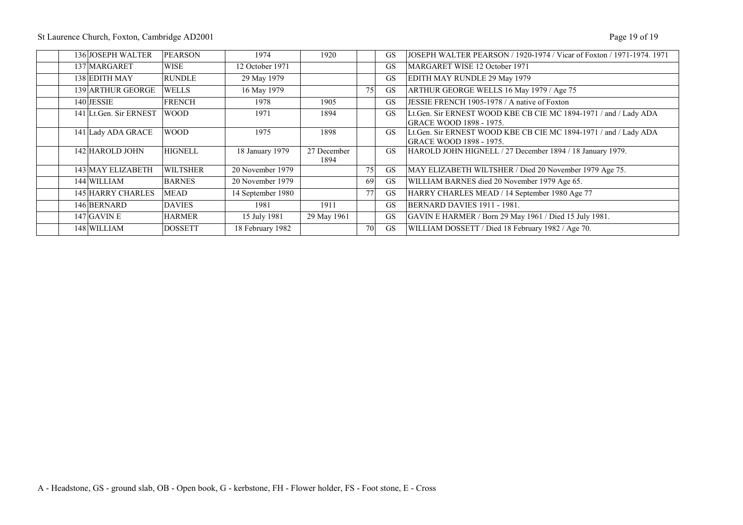| | | | | | | | |
|---|---|---|---|---|---|---|---|
| | 136 JOSEPH WALTER | PEARSON | 1974 | 1920 | | GS | JOSEPH WALTER PEARSON / 1920-1974 / Vicar of Foxton / 1971-1974. 1971 |
| | 137 MARGARET | WISE | 12 October 1971 | | | GS | MARGARET WISE 12 October 1971 |
| | 138 EDITH MAY | RUNDLE | 29 May 1979 | | | GS | EDITH MAY RUNDLE 29 May 1979 |
| | 139 ARTHUR GEORGE | WELLS | 16 May 1979 | | 75 | GS | ARTHUR GEORGE WELLS 16 May 1979 / Age 75 |
| | 140 JESSIE | FRENCH | 1978 | 1905 | | GS | JESSIE FRENCH 1905-1978 / A native of Foxton |
| | 141 Lt.Gen. Sir ERNEST | WOOD | 1971 | 1894 | | GS | Lt.Gen. Sir ERNEST WOOD KBE CB CIE MC 1894-1971 / and / Lady ADA GRACE WOOD 1898 - 1975. |
| | 141 Lady ADA GRACE | WOOD | 1975 | 1898 | | GS | Lt.Gen. Sir ERNEST WOOD KBE CB CIE MC 1894-1971 / and / Lady ADA GRACE WOOD 1898 - 1975. |
| | 142 HAROLD JOHN | HIGNELL | 18 January 1979 | 27 December 1894 | | GS | HAROLD JOHN HIGNELL / 27 December 1894 / 18 January 1979. |
| | 143 MAY ELIZABETH | WILTSHER | 20 November 1979 | | 75 | GS | MAY ELIZABETH WILTSHER / Died 20 November 1979 Age 75. |
| | 144 WILLIAM | BARNES | 20 November 1979 | | 69 | GS | WILLIAM BARNES died 20 November 1979 Age 65. |
| | 145 HARRY CHARLES | MEAD | 14 September 1980 | | 77 | GS | HARRY CHARLES MEAD / 14 September 1980 Age 77 |
| | 146 BERNARD | DAVIES | 1981 | 1911 | | GS | BERNARD DAVIES 1911 - 1981. |
| | 147 GAVIN E | HARMER | 15 July 1981 | 29 May 1961 | | GS | GAVIN E HARMER / Born 29 May 1961 / Died 15 July 1981. |
| | 148 WILLIAM | DOSSETT | 18 February 1982 | | 70 | GS | WILLIAM DOSSETT / Died 18 February 1982 / Age 70. |

A - Headstone, GS - ground slab, OB - Open book, G - kerbstone, FH - Flower holder, FS - Foot stone, E - Cross